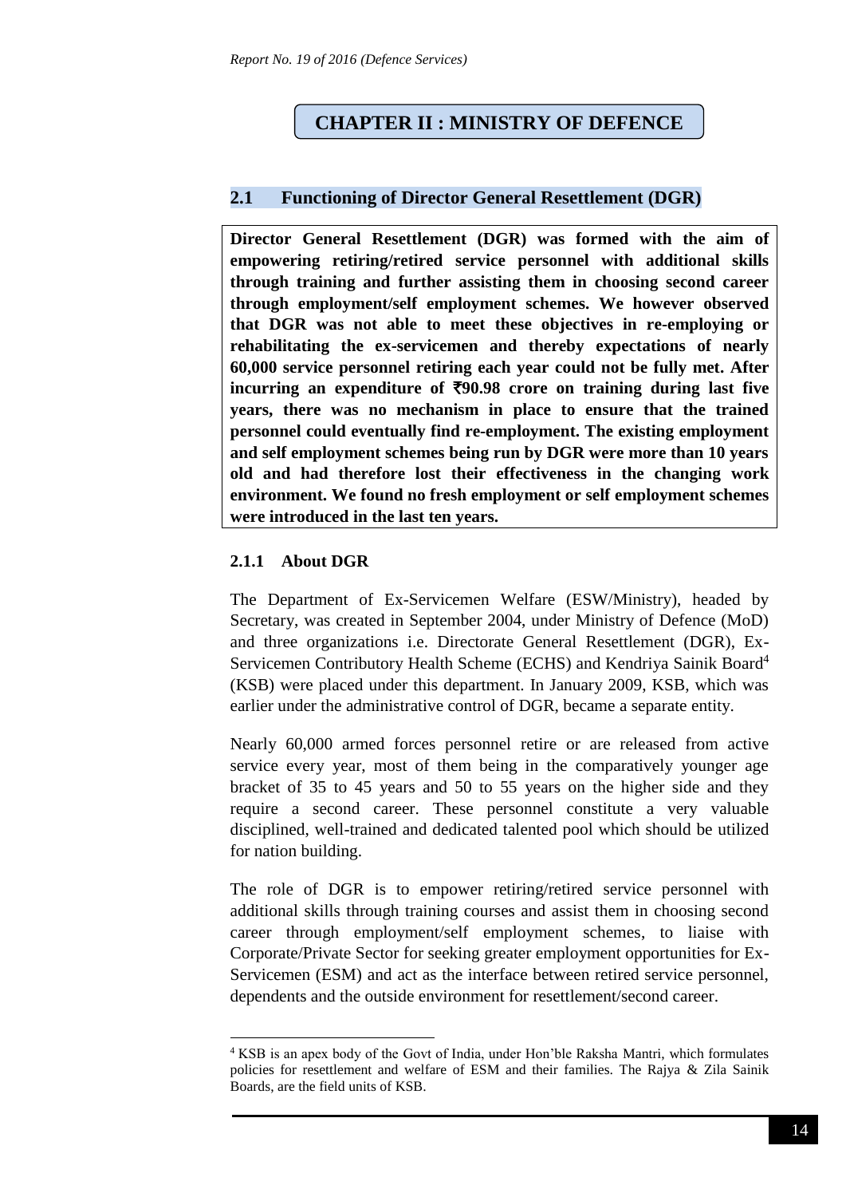# CHAPTER II : MINISTRY OF DEFENCE

## 2.1 Functioning of Director General Resettlement (DGR)

**Director General Resettlement (DGR) was formed with the aim of empowering retiring/retired service personnel with additional skills through training and further assisting them in choosing second career through employment/self employment schemes. We however observed that DGR was not able to meet these objectives in re-employing or rehabilitating the ex-servicemen and thereby expectations of nearly 60,000 service personnel retiring each year could not be fully met. After incurring an expenditure of ₹90.98 crore on training during last five years, there was no mechanism in place to ensure that the trained personnel could eventually find re-employment. The existing employment and self employment schemes being run by DGR were more than 10 years old and had therefore lost their effectiveness in the changing work environment. We found no fresh employment or self employment schemes were introduced in the last ten years.**

### 2.1.1 About DGR

The Department of Ex-Servicemen Welfare (ESW/Ministry), headed by Secretary, was created in September 2004, under Ministry of Defence (MoD) and three organizations i.e. Directorate General Resettlement (DGR), Ex-Servicemen Contributory Health Scheme (ECHS) and Kendriya Sainik Board[4] (KSB) were placed under this department. In January 2009, KSB, which was earlier under the administrative control of DGR, became a separate entity.

Nearly 60,000 armed forces personnel retire or are released from active service every year, most of them being in the comparatively younger age bracket of 35 to 45 years and 50 to 55 years on the higher side and they require a second career. These personnel constitute a very valuable disciplined, well-trained and dedicated talented pool which should be utilized for nation building.

The role of DGR is to empower retiring/retired service personnel with additional skills through training courses and assist them in choosing second career through employment/self employment schemes, to liaise with Corporate/Private Sector for seeking greater employment opportunities for Ex-Servicemen (ESM) and act as the interface between retired service personnel, dependents and the outside environment for resettlement/second career.

[4] KSB is an apex body of the Govt of India, under Hon'ble Raksha Mantri, which formulates policies for resettlement and welfare of ESM and their families. The Rajya & Zila Sainik Boards, are the field units of KSB.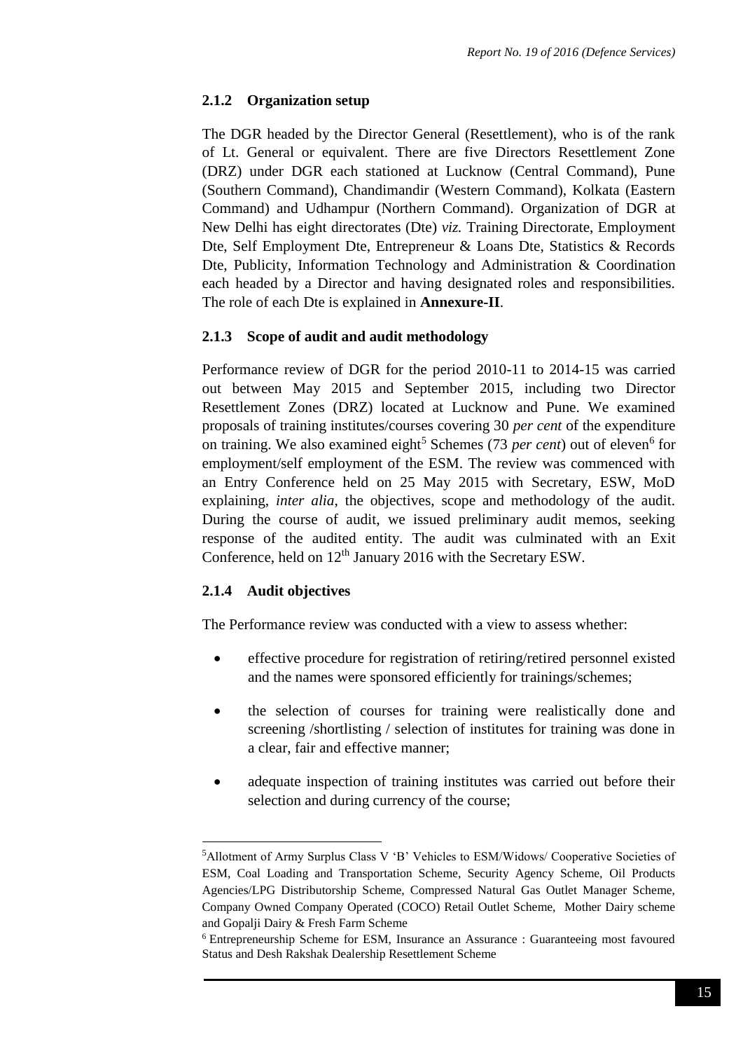### 2.1.2 Organization setup

The DGR headed by the Director General (Resettlement), who is of the rank of Lt. General or equivalent. There are five Directors Resettlement Zone (DRZ) under DGR each stationed at Lucknow (Central Command), Pune (Southern Command), Chandimandir (Western Command), Kolkata (Eastern Command) and Udhampur (Northern Command). Organization of DGR at New Delhi has eight directorates (Dte) *viz.* Training Directorate, Employment Dte, Self Employment Dte, Entrepreneur & Loans Dte, Statistics & Records Dte, Publicity, Information Technology and Administration & Coordination each headed by a Director and having designated roles and responsibilities. The role of each Dte is explained in **Annexure-II**.

### 2.1.3 Scope of audit and audit methodology

Performance review of DGR for the period 2010-11 to 2014-15 was carried out between May 2015 and September 2015, including two Director Resettlement Zones (DRZ) located at Lucknow and Pune. We examined proposals of training institutes/courses covering 30 *per cent* of the expenditure on training. We also examined eight[5] Schemes (73 *per cent*) out of eleven[6] for employment/self employment of the ESM. The review was commenced with an Entry Conference held on 25 May 2015 with Secretary, ESW, MoD explaining, *inter alia*, the objectives, scope and methodology of the audit. During the course of audit, we issued preliminary audit memos, seeking response of the audited entity. The audit was culminated with an Exit Conference, held on 12th January 2016 with the Secretary ESW.

### 2.1.4 Audit objectives

The Performance review was conducted with a view to assess whether:

- effective procedure for registration of retiring/retired personnel existed and the names were sponsored efficiently for trainings/schemes;
- the selection of courses for training were realistically done and screening /shortlisting / selection of institutes for training was done in a clear, fair and effective manner;
- adequate inspection of training institutes was carried out before their selection and during currency of the course;

---

[5] Allotment of Army Surplus Class V 'B' Vehicles to ESM/Widows/ Cooperative Societies of ESM, Coal Loading and Transportation Scheme, Security Agency Scheme, Oil Products Agencies/LPG Distributorship Scheme, Compressed Natural Gas Outlet Manager Scheme, Company Owned Company Operated (COCO) Retail Outlet Scheme, Mother Dairy scheme and Gopalji Dairy & Fresh Farm Scheme

[6] Entrepreneurship Scheme for ESM, Insurance an Assurance : Guaranteeing most favoured Status and Desh Rakshak Dealership Resettlement Scheme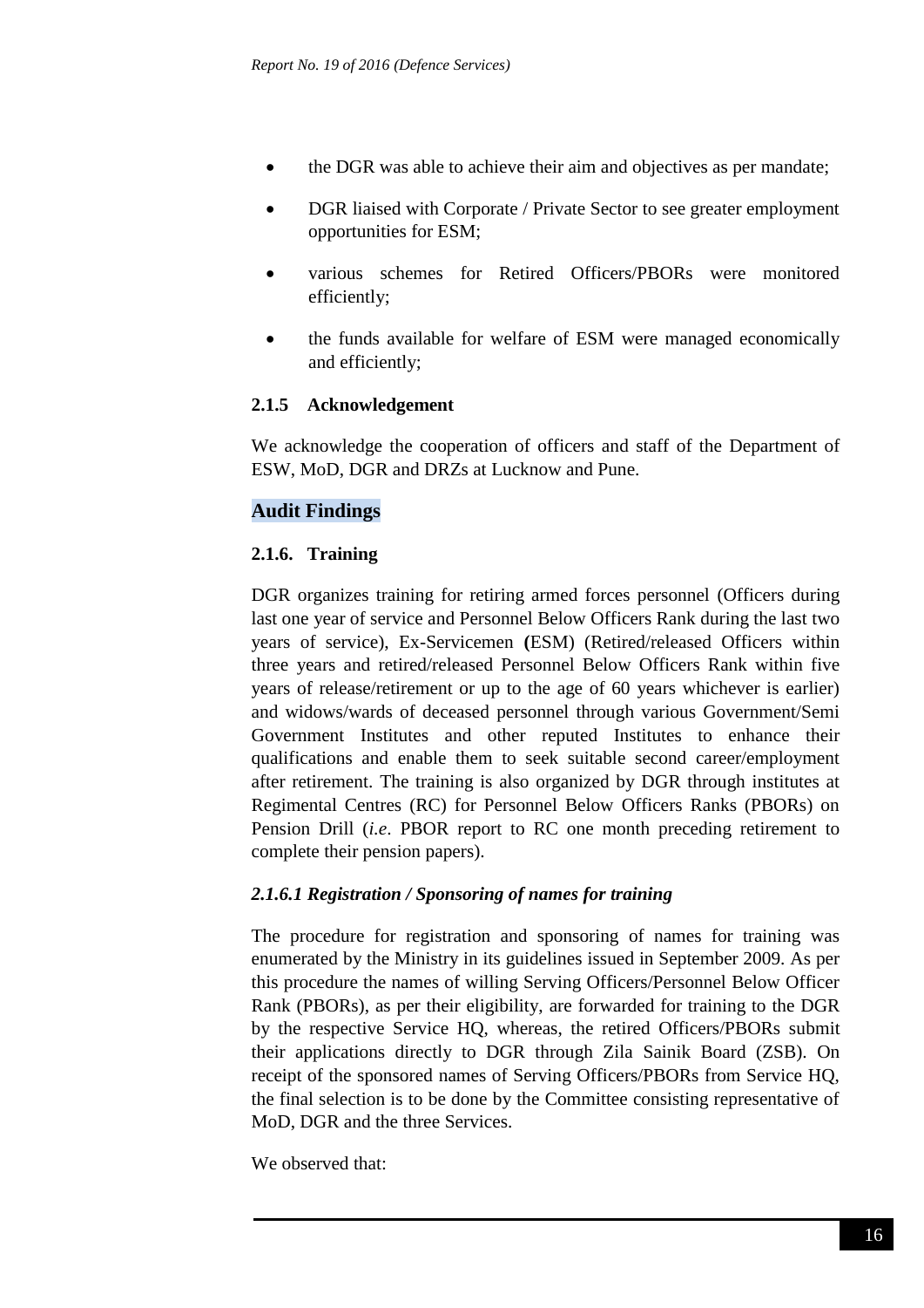- the DGR was able to achieve their aim and objectives as per mandate;
- DGR liaised with Corporate / Private Sector to see greater employment opportunities for ESM;
- various schemes for Retired Officers/PBORs were monitored efficiently;
- the funds available for welfare of ESM were managed economically and efficiently;

### 2.1.5 Acknowledgement

We acknowledge the cooperation of officers and staff of the Department of ESW, MoD, DGR and DRZs at Lucknow and Pune.

## Audit Findings

### 2.1.6. Training

DGR organizes training for retiring armed forces personnel (Officers during last one year of service and Personnel Below Officers Rank during the last two years of service), Ex-Servicemen **(**ESM) (Retired/released Officers within three years and retired/released Personnel Below Officers Rank within five years of release/retirement or up to the age of 60 years whichever is earlier) and widows/wards of deceased personnel through various Government/Semi Government Institutes and other reputed Institutes to enhance their qualifications and enable them to seek suitable second career/employment after retirement. The training is also organized by DGR through institutes at Regimental Centres (RC) for Personnel Below Officers Ranks (PBORs) on Pension Drill (*i.e*. PBOR report to RC one month preceding retirement to complete their pension papers).

#### *2.1.6.1 Registration / Sponsoring of names for training*

The procedure for registration and sponsoring of names for training was enumerated by the Ministry in its guidelines issued in September 2009. As per this procedure the names of willing Serving Officers/Personnel Below Officer Rank (PBORs), as per their eligibility, are forwarded for training to the DGR by the respective Service HQ, whereas, the retired Officers/PBORs submit their applications directly to DGR through Zila Sainik Board (ZSB). On receipt of the sponsored names of Serving Officers/PBORs from Service HQ, the final selection is to be done by the Committee consisting representative of MoD, DGR and the three Services.

We observed that: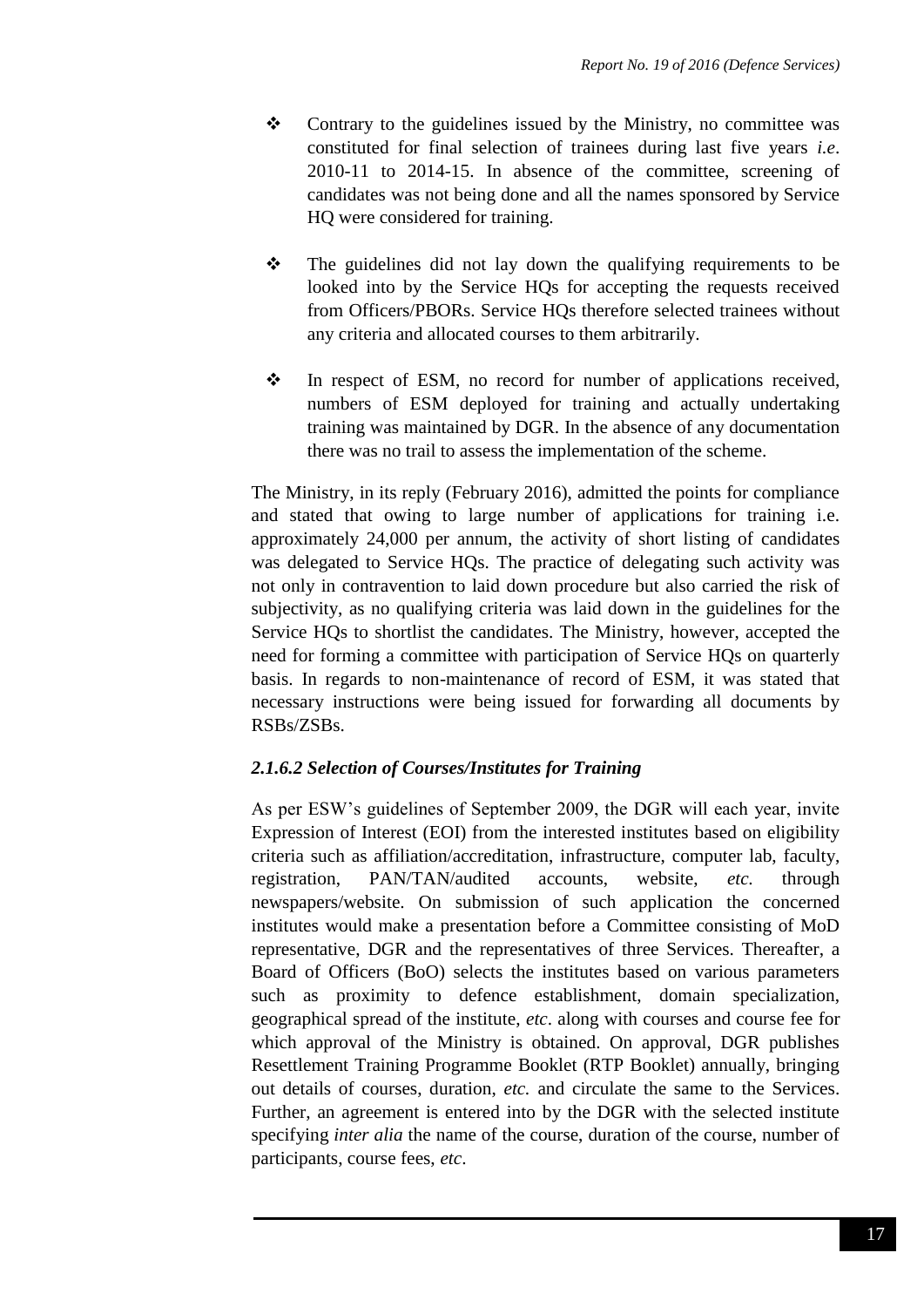- Contrary to the guidelines issued by the Ministry, no committee was constituted for final selection of trainees during last five years *i.e*. 2010-11 to 2014-15. In absence of the committee, screening of candidates was not being done and all the names sponsored by Service HQ were considered for training.

- The guidelines did not lay down the qualifying requirements to be looked into by the Service HQs for accepting the requests received from Officers/PBORs. Service HQs therefore selected trainees without any criteria and allocated courses to them arbitrarily.

- In respect of ESM, no record for number of applications received, numbers of ESM deployed for training and actually undertaking training was maintained by DGR. In the absence of any documentation there was no trail to assess the implementation of the scheme.

The Ministry, in its reply (February 2016), admitted the points for compliance and stated that owing to large number of applications for training i.e. approximately 24,000 per annum, the activity of short listing of candidates was delegated to Service HQs. The practice of delegating such activity was not only in contravention to laid down procedure but also carried the risk of subjectivity, as no qualifying criteria was laid down in the guidelines for the Service HQs to shortlist the candidates. The Ministry, however, accepted the need for forming a committee with participation of Service HQs on quarterly basis. In regards to non-maintenance of record of ESM, it was stated that necessary instructions were being issued for forwarding all documents by RSBs/ZSBs.

#### *2.1.6.2 Selection of Courses/Institutes for Training*

As per ESW's guidelines of September 2009, the DGR will each year, invite Expression of Interest (EOI) from the interested institutes based on eligibility criteria such as affiliation/accreditation, infrastructure, computer lab, faculty, registration, PAN/TAN/audited accounts, website, *etc.* through newspapers/website. On submission of such application the concerned institutes would make a presentation before a Committee consisting of MoD representative, DGR and the representatives of three Services. Thereafter, a Board of Officers (BoO) selects the institutes based on various parameters such as proximity to defence establishment, domain specialization, geographical spread of the institute, *etc*. along with courses and course fee for which approval of the Ministry is obtained. On approval, DGR publishes Resettlement Training Programme Booklet (RTP Booklet) annually, bringing out details of courses, duration, *etc.* and circulate the same to the Services. Further, an agreement is entered into by the DGR with the selected institute specifying *inter alia* the name of the course, duration of the course, number of participants, course fees, *etc*.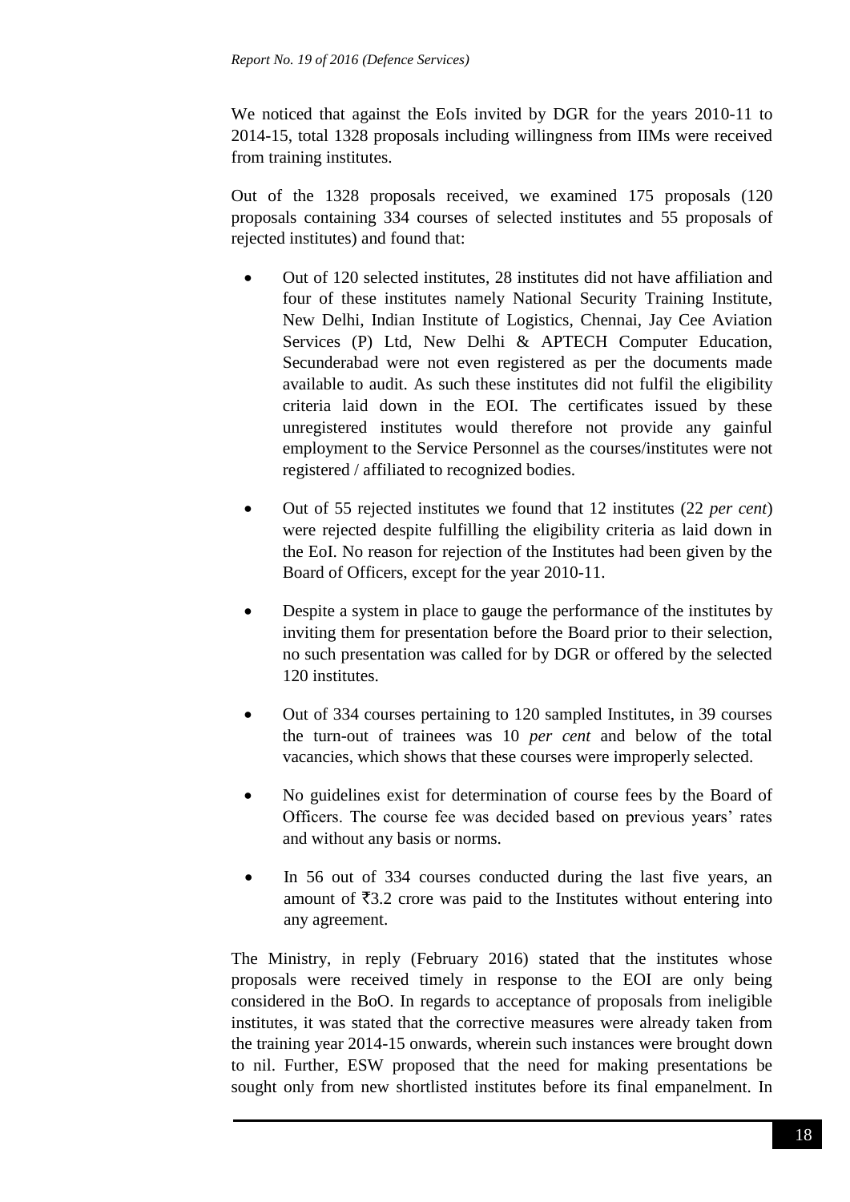We noticed that against the EoIs invited by DGR for the years 2010-11 to 2014-15, total 1328 proposals including willingness from IIMs were received from training institutes.

Out of the 1328 proposals received, we examined 175 proposals (120 proposals containing 334 courses of selected institutes and 55 proposals of rejected institutes) and found that:

- Out of 120 selected institutes, 28 institutes did not have affiliation and four of these institutes namely National Security Training Institute, New Delhi, Indian Institute of Logistics, Chennai, Jay Cee Aviation Services (P) Ltd, New Delhi & APTECH Computer Education, Secunderabad were not even registered as per the documents made available to audit. As such these institutes did not fulfil the eligibility criteria laid down in the EOI. The certificates issued by these unregistered institutes would therefore not provide any gainful employment to the Service Personnel as the courses/institutes were not registered / affiliated to recognized bodies.
- Out of 55 rejected institutes we found that 12 institutes (22 *per cent*) were rejected despite fulfilling the eligibility criteria as laid down in the EoI. No reason for rejection of the Institutes had been given by the Board of Officers, except for the year 2010-11.
- Despite a system in place to gauge the performance of the institutes by inviting them for presentation before the Board prior to their selection, no such presentation was called for by DGR or offered by the selected 120 institutes.
- Out of 334 courses pertaining to 120 sampled Institutes, in 39 courses the turn-out of trainees was 10 *per cent* and below of the total vacancies, which shows that these courses were improperly selected.
- No guidelines exist for determination of course fees by the Board of Officers. The course fee was decided based on previous years' rates and without any basis or norms.
- In 56 out of 334 courses conducted during the last five years, an amount of ₹3.2 crore was paid to the Institutes without entering into any agreement.

The Ministry, in reply (February 2016) stated that the institutes whose proposals were received timely in response to the EOI are only being considered in the BoO. In regards to acceptance of proposals from ineligible institutes, it was stated that the corrective measures were already taken from the training year 2014-15 onwards, wherein such instances were brought down to nil. Further, ESW proposed that the need for making presentations be sought only from new shortlisted institutes before its final empanelment. In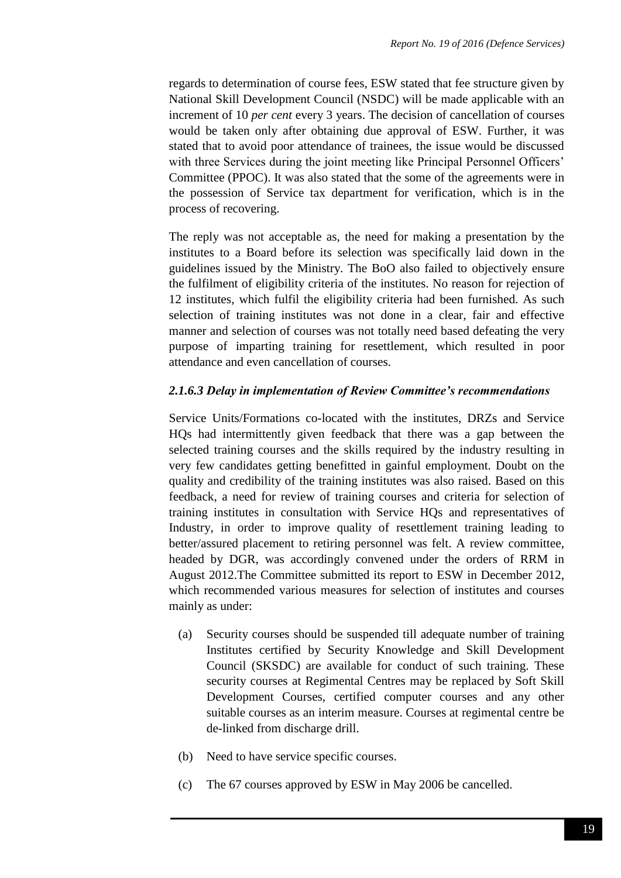regards to determination of course fees, ESW stated that fee structure given by National Skill Development Council (NSDC) will be made applicable with an increment of 10 *per cent* every 3 years. The decision of cancellation of courses would be taken only after obtaining due approval of ESW. Further, it was stated that to avoid poor attendance of trainees, the issue would be discussed with three Services during the joint meeting like Principal Personnel Officers' Committee (PPOC). It was also stated that the some of the agreements were in the possession of Service tax department for verification, which is in the process of recovering.

The reply was not acceptable as, the need for making a presentation by the institutes to a Board before its selection was specifically laid down in the guidelines issued by the Ministry. The BoO also failed to objectively ensure the fulfilment of eligibility criteria of the institutes. No reason for rejection of 12 institutes, which fulfil the eligibility criteria had been furnished. As such selection of training institutes was not done in a clear, fair and effective manner and selection of courses was not totally need based defeating the very purpose of imparting training for resettlement, which resulted in poor attendance and even cancellation of courses.

#### *2.1.6.3 Delay in implementation of Review Committee's recommendations*

Service Units/Formations co-located with the institutes, DRZs and Service HQs had intermittently given feedback that there was a gap between the selected training courses and the skills required by the industry resulting in very few candidates getting benefitted in gainful employment. Doubt on the quality and credibility of the training institutes was also raised. Based on this feedback, a need for review of training courses and criteria for selection of training institutes in consultation with Service HQs and representatives of Industry, in order to improve quality of resettlement training leading to better/assured placement to retiring personnel was felt. A review committee, headed by DGR, was accordingly convened under the orders of RRM in August 2012.The Committee submitted its report to ESW in December 2012, which recommended various measures for selection of institutes and courses mainly as under:

(a) Security courses should be suspended till adequate number of training Institutes certified by Security Knowledge and Skill Development Council (SKSDC) are available for conduct of such training. These security courses at Regimental Centres may be replaced by Soft Skill Development Courses, certified computer courses and any other suitable courses as an interim measure. Courses at regimental centre be de-linked from discharge drill.

(b) Need to have service specific courses.

(c) The 67 courses approved by ESW in May 2006 be cancelled.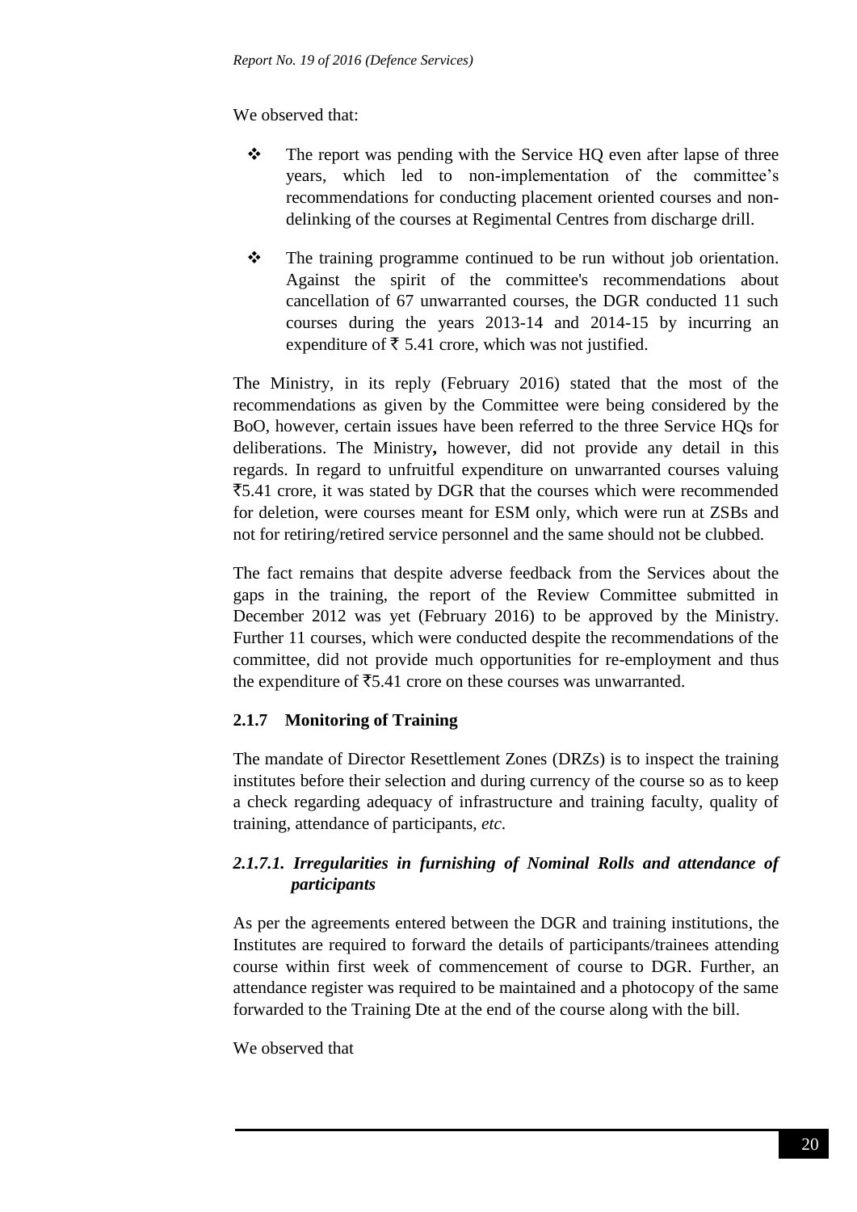We observed that:

- The report was pending with the Service HQ even after lapse of three years, which led to non-implementation of the committee's recommendations for conducting placement oriented courses and non-delinking of the courses at Regimental Centres from discharge drill.

- The training programme continued to be run without job orientation. Against the spirit of the committee's recommendations about cancellation of 67 unwarranted courses, the DGR conducted 11 such courses during the years 2013-14 and 2014-15 by incurring an expenditure of ₹ 5.41 crore, which was not justified.

The Ministry, in its reply (February 2016) stated that the most of the recommendations as given by the Committee were being considered by the BoO, however, certain issues have been referred to the three Service HQs for deliberations. The Ministry**,** however, did not provide any detail in this regards. In regard to unfruitful expenditure on unwarranted courses valuing ₹5.41 crore, it was stated by DGR that the courses which were recommended for deletion, were courses meant for ESM only, which were run at ZSBs and not for retiring/retired service personnel and the same should not be clubbed.

The fact remains that despite adverse feedback from the Services about the gaps in the training, the report of the Review Committee submitted in December 2012 was yet (February 2016) to be approved by the Ministry. Further 11 courses, which were conducted despite the recommendations of the committee, did not provide much opportunities for re-employment and thus the expenditure of ₹5.41 crore on these courses was unwarranted.

### 2.1.7 Monitoring of Training

The mandate of Director Resettlement Zones (DRZs) is to inspect the training institutes before their selection and during currency of the course so as to keep a check regarding adequacy of infrastructure and training faculty, quality of training, attendance of participants, *etc*.

#### *2.1.7.1. Irregularities in furnishing of Nominal Rolls and attendance of participants*

As per the agreements entered between the DGR and training institutions, the Institutes are required to forward the details of participants/trainees attending course within first week of commencement of course to DGR. Further, an attendance register was required to be maintained and a photocopy of the same forwarded to the Training Dte at the end of the course along with the bill.

We observed that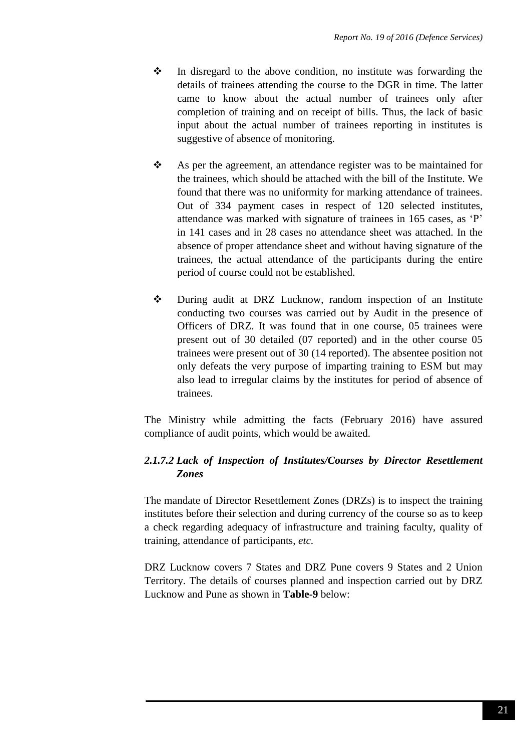- In disregard to the above condition, no institute was forwarding the details of trainees attending the course to the DGR in time. The latter came to know about the actual number of trainees only after completion of training and on receipt of bills. Thus, the lack of basic input about the actual number of trainees reporting in institutes is suggestive of absence of monitoring.

- As per the agreement, an attendance register was to be maintained for the trainees, which should be attached with the bill of the Institute. We found that there was no uniformity for marking attendance of trainees. Out of 334 payment cases in respect of 120 selected institutes, attendance was marked with signature of trainees in 165 cases, as 'P' in 141 cases and in 28 cases no attendance sheet was attached. In the absence of proper attendance sheet and without having signature of the trainees, the actual attendance of the participants during the entire period of course could not be established.

- During audit at DRZ Lucknow, random inspection of an Institute conducting two courses was carried out by Audit in the presence of Officers of DRZ. It was found that in one course, 05 trainees were present out of 30 detailed (07 reported) and in the other course 05 trainees were present out of 30 (14 reported). The absentee position not only defeats the very purpose of imparting training to ESM but may also lead to irregular claims by the institutes for period of absence of trainees.

The Ministry while admitting the facts (February 2016) have assured compliance of audit points, which would be awaited.

### *2.1.7.2 Lack of Inspection of Institutes/Courses by Director Resettlement Zones*

The mandate of Director Resettlement Zones (DRZs) is to inspect the training institutes before their selection and during currency of the course so as to keep a check regarding adequacy of infrastructure and training faculty, quality of training, attendance of participants, *etc*.

DRZ Lucknow covers 7 States and DRZ Pune covers 9 States and 2 Union Territory. The details of courses planned and inspection carried out by DRZ Lucknow and Pune as shown in **Table-9** below: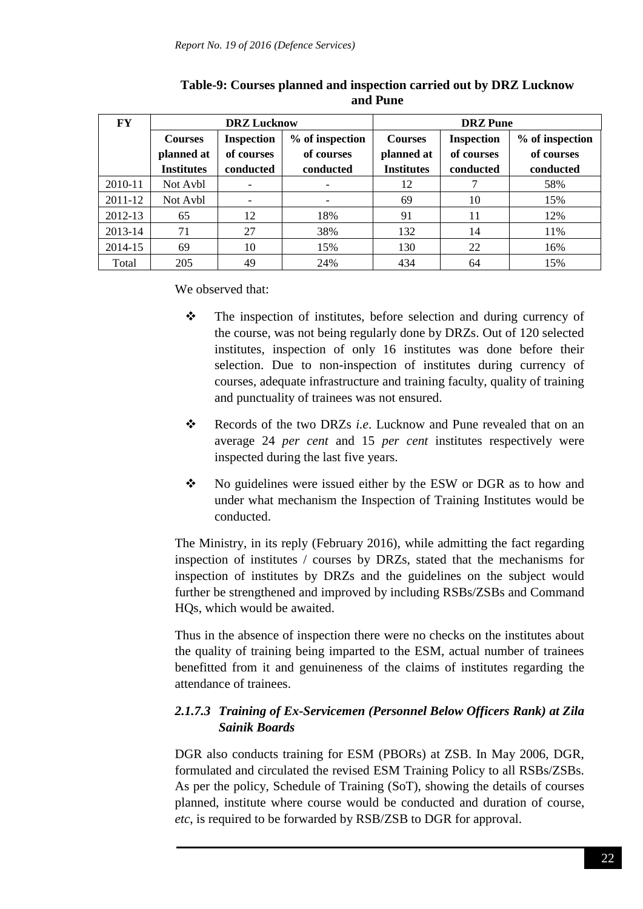**Table-9: Courses planned and inspection carried out by DRZ Lucknow and Pune**

| FY | DRZ Lucknow | | | DRZ Pune | | |
|---|---|---|---|---|---|---|
| | Courses planned at Institutes | Inspection of courses conducted | % of inspection of courses conducted | Courses planned at Institutes | Inspection of courses conducted | % of inspection of courses conducted |
| 2010-11 | Not Avbl | - | - | 12 | 7 | 58% |
| 2011-12 | Not Avbl | - | - | 69 | 10 | 15% |
| 2012-13 | 65 | 12 | 18% | 91 | 11 | 12% |
| 2013-14 | 71 | 27 | 38% | 132 | 14 | 11% |
| 2014-15 | 69 | 10 | 15% | 130 | 22 | 16% |
| Total | 205 | 49 | 24% | 434 | 64 | 15% |

We observed that:

- The inspection of institutes, before selection and during currency of the course, was not being regularly done by DRZs. Out of 120 selected institutes, inspection of only 16 institutes was done before their selection. Due to non-inspection of institutes during currency of courses, adequate infrastructure and training faculty, quality of training and punctuality of trainees was not ensured.
- Records of the two DRZs *i.e*. Lucknow and Pune revealed that on an average 24 *per cent* and 15 *per cent* institutes respectively were inspected during the last five years.
- No guidelines were issued either by the ESW or DGR as to how and under what mechanism the Inspection of Training Institutes would be conducted.

The Ministry, in its reply (February 2016), while admitting the fact regarding inspection of institutes / courses by DRZs, stated that the mechanisms for inspection of institutes by DRZs and the guidelines on the subject would further be strengthened and improved by including RSBs/ZSBs and Command HQs, which would be awaited.

Thus in the absence of inspection there were no checks on the institutes about the quality of training being imparted to the ESM, actual number of trainees benefitted from it and genuineness of the claims of institutes regarding the attendance of trainees.

#### *2.1.7.3 Training of Ex-Servicemen (Personnel Below Officers Rank) at Zila Sainik Boards*

DGR also conducts training for ESM (PBORs) at ZSB. In May 2006, DGR, formulated and circulated the revised ESM Training Policy to all RSBs/ZSBs. As per the policy, Schedule of Training (SoT), showing the details of courses planned, institute where course would be conducted and duration of course, *etc*, is required to be forwarded by RSB/ZSB to DGR for approval.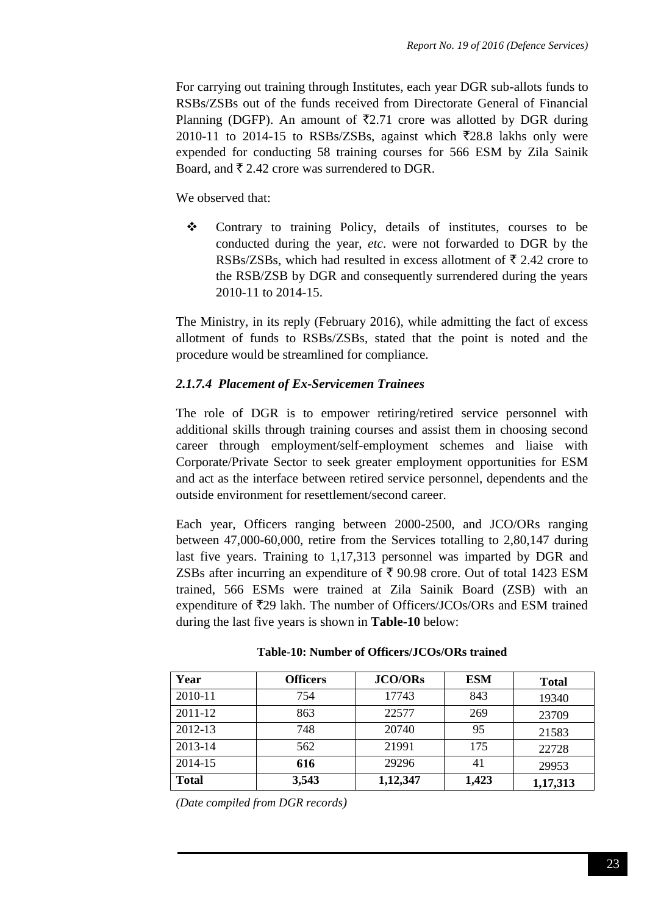For carrying out training through Institutes, each year DGR sub-allots funds to RSBs/ZSBs out of the funds received from Directorate General of Financial Planning (DGFP). An amount of ₹2.71 crore was allotted by DGR during 2010-11 to 2014-15 to RSBs/ZSBs, against which ₹28.8 lakhs only were expended for conducting 58 training courses for 566 ESM by Zila Sainik Board, and ₹ 2.42 crore was surrendered to DGR.

We observed that:

- Contrary to training Policy, details of institutes, courses to be conducted during the year, *etc*. were not forwarded to DGR by the RSBs/ZSBs, which had resulted in excess allotment of ₹ 2.42 crore to the RSB/ZSB by DGR and consequently surrendered during the years 2010-11 to 2014-15.

The Ministry, in its reply (February 2016), while admitting the fact of excess allotment of funds to RSBs/ZSBs, stated that the point is noted and the procedure would be streamlined for compliance.

#### *2.1.7.4 Placement of Ex-Servicemen Trainees*

The role of DGR is to empower retiring/retired service personnel with additional skills through training courses and assist them in choosing second career through employment/self-employment schemes and liaise with Corporate/Private Sector to seek greater employment opportunities for ESM and act as the interface between retired service personnel, dependents and the outside environment for resettlement/second career.

Each year, Officers ranging between 2000-2500, and JCO/ORs ranging between 47,000-60,000, retire from the Services totalling to 2,80,147 during last five years. Training to 1,17,313 personnel was imparted by DGR and ZSBs after incurring an expenditure of ₹ 90.98 crore. Out of total 1423 ESM trained, 566 ESMs were trained at Zila Sainik Board (ZSB) with an expenditure of ₹29 lakh. The number of Officers/JCOs/ORs and ESM trained during the last five years is shown in **Table-10** below:

**Table-10: Number of Officers/JCOs/ORs trained**

| Year | Officers | JCO/ORs | ESM | Total |
|---|---|---|---|---|
| 2010-11 | 754 | 17743 | 843 | 19340 |
| 2011-12 | 863 | 22577 | 269 | 23709 |
| 2012-13 | 748 | 20740 | 95 | 21583 |
| 2013-14 | 562 | 21991 | 175 | 22728 |
| 2014-15 | **616** | 29296 | 41 | 29953 |
| **Total** | **3,543** | **1,12,347** | **1,423** | **1,17,313** |

*(Date compiled from DGR records)*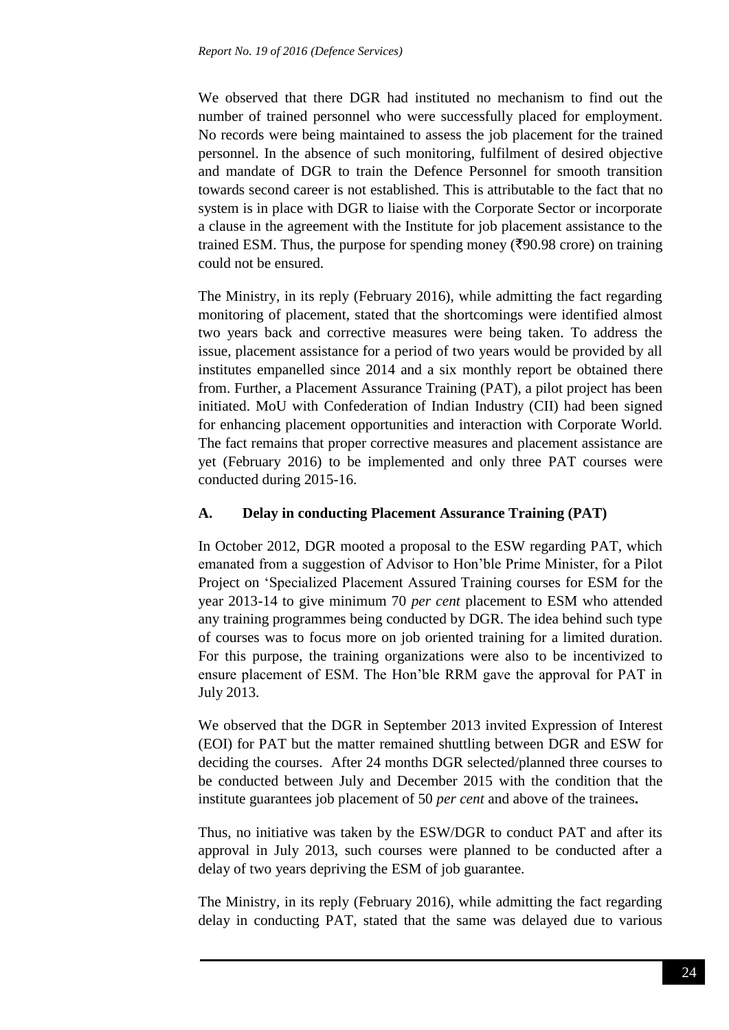We observed that there DGR had instituted no mechanism to find out the number of trained personnel who were successfully placed for employment. No records were being maintained to assess the job placement for the trained personnel. In the absence of such monitoring, fulfilment of desired objective and mandate of DGR to train the Defence Personnel for smooth transition towards second career is not established. This is attributable to the fact that no system is in place with DGR to liaise with the Corporate Sector or incorporate a clause in the agreement with the Institute for job placement assistance to the trained ESM. Thus, the purpose for spending money (₹90.98 crore) on training could not be ensured.

The Ministry, in its reply (February 2016), while admitting the fact regarding monitoring of placement, stated that the shortcomings were identified almost two years back and corrective measures were being taken. To address the issue, placement assistance for a period of two years would be provided by all institutes empanelled since 2014 and a six monthly report be obtained there from. Further, a Placement Assurance Training (PAT), a pilot project has been initiated. MoU with Confederation of Indian Industry (CII) had been signed for enhancing placement opportunities and interaction with Corporate World. The fact remains that proper corrective measures and placement assistance are yet (February 2016) to be implemented and only three PAT courses were conducted during 2015-16.

### A. Delay in conducting Placement Assurance Training (PAT)

In October 2012, DGR mooted a proposal to the ESW regarding PAT, which emanated from a suggestion of Advisor to Hon'ble Prime Minister, for a Pilot Project on 'Specialized Placement Assured Training courses for ESM for the year 2013-14 to give minimum 70 *per cent* placement to ESM who attended any training programmes being conducted by DGR. The idea behind such type of courses was to focus more on job oriented training for a limited duration. For this purpose, the training organizations were also to be incentivized to ensure placement of ESM. The Hon'ble RRM gave the approval for PAT in July 2013.

We observed that the DGR in September 2013 invited Expression of Interest (EOI) for PAT but the matter remained shuttling between DGR and ESW for deciding the courses. After 24 months DGR selected/planned three courses to be conducted between July and December 2015 with the condition that the institute guarantees job placement of 50 *per cent* and above of the trainees**.**

Thus, no initiative was taken by the ESW/DGR to conduct PAT and after its approval in July 2013, such courses were planned to be conducted after a delay of two years depriving the ESM of job guarantee.

The Ministry, in its reply (February 2016), while admitting the fact regarding delay in conducting PAT, stated that the same was delayed due to various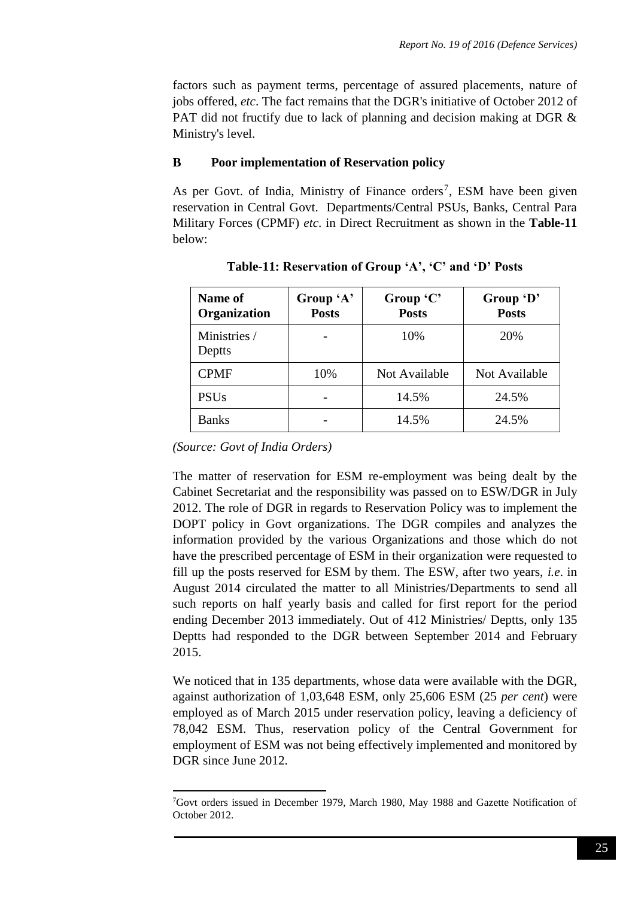factors such as payment terms, percentage of assured placements, nature of jobs offered, *etc*. The fact remains that the DGR's initiative of October 2012 of PAT did not fructify due to lack of planning and decision making at DGR & Ministry's level.

### B Poor implementation of Reservation policy

As per Govt. of India, Ministry of Finance orders[7], ESM have been given reservation in Central Govt. Departments/Central PSUs, Banks, Central Para Military Forces (CPMF) *etc*. in Direct Recruitment as shown in the **Table-11** below:

**Table-11: Reservation of Group 'A', 'C' and 'D' Posts**

| Name of Organization | Group 'A' Posts | Group 'C' Posts | Group 'D' Posts |
|---|---|---|---|
| Ministries / Deptts | - | 10% | 20% |
| CPMF | 10% | Not Available | Not Available |
| PSUs | - | 14.5% | 24.5% |
| Banks | - | 14.5% | 24.5% |

*(Source: Govt of India Orders)*

The matter of reservation for ESM re-employment was being dealt by the Cabinet Secretariat and the responsibility was passed on to ESW/DGR in July 2012. The role of DGR in regards to Reservation Policy was to implement the DOPT policy in Govt organizations. The DGR compiles and analyzes the information provided by the various Organizations and those which do not have the prescribed percentage of ESM in their organization were requested to fill up the posts reserved for ESM by them. The ESW, after two years, *i.e*. in August 2014 circulated the matter to all Ministries/Departments to send all such reports on half yearly basis and called for first report for the period ending December 2013 immediately. Out of 412 Ministries/ Deptts, only 135 Deptts had responded to the DGR between September 2014 and February 2015.

We noticed that in 135 departments, whose data were available with the DGR, against authorization of 1,03,648 ESM, only 25,606 ESM (25 *per cent*) were employed as of March 2015 under reservation policy, leaving a deficiency of 78,042 ESM. Thus, reservation policy of the Central Government for employment of ESM was not being effectively implemented and monitored by DGR since June 2012.

---

[7]Govt orders issued in December 1979, March 1980, May 1988 and Gazette Notification of October 2012.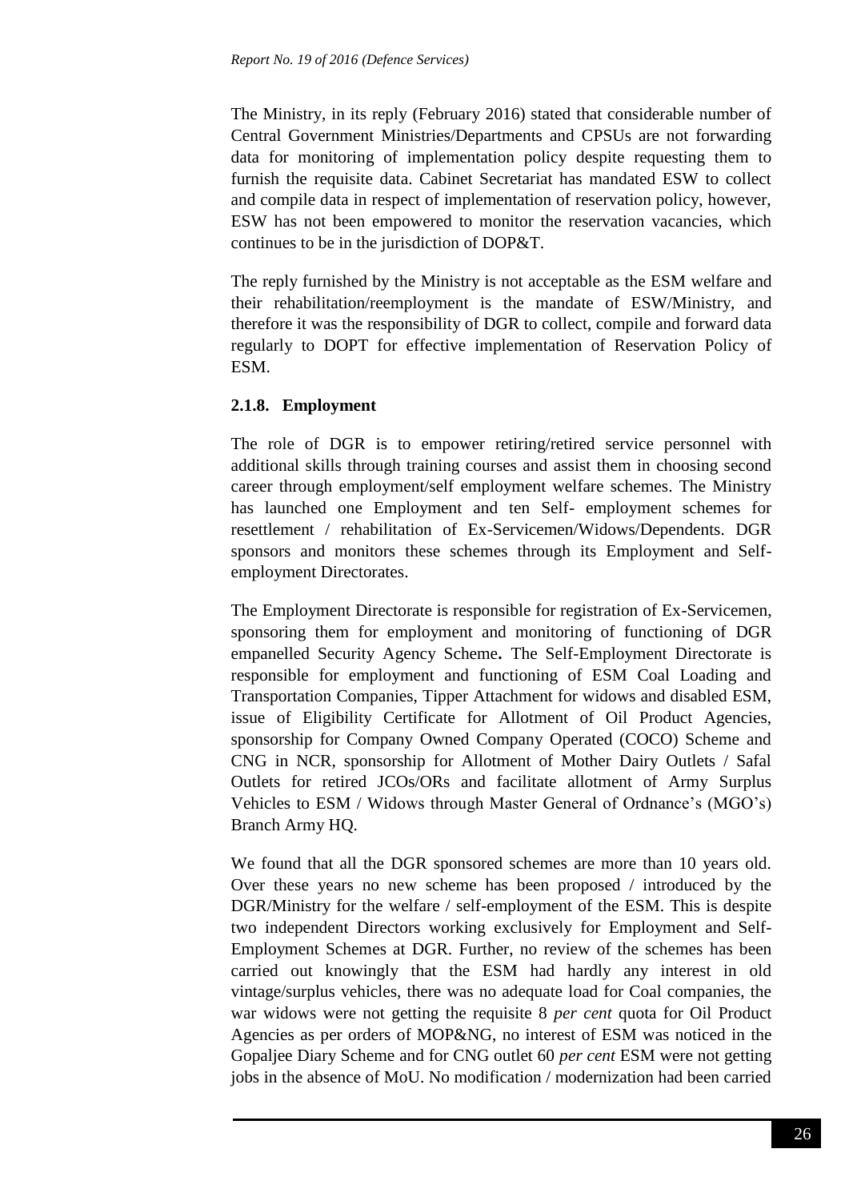The Ministry, in its reply (February 2016) stated that considerable number of Central Government Ministries/Departments and CPSUs are not forwarding data for monitoring of implementation policy despite requesting them to furnish the requisite data. Cabinet Secretariat has mandated ESW to collect and compile data in respect of implementation of reservation policy, however, ESW has not been empowered to monitor the reservation vacancies, which continues to be in the jurisdiction of DOP&T.

The reply furnished by the Ministry is not acceptable as the ESM welfare and their rehabilitation/reemployment is the mandate of ESW/Ministry, and therefore it was the responsibility of DGR to collect, compile and forward data regularly to DOPT for effective implementation of Reservation Policy of ESM.

### 2.1.8. Employment

The role of DGR is to empower retiring/retired service personnel with additional skills through training courses and assist them in choosing second career through employment/self employment welfare schemes. The Ministry has launched one Employment and ten Self- employment schemes for resettlement / rehabilitation of Ex-Servicemen/Widows/Dependents. DGR sponsors and monitors these schemes through its Employment and Self-employment Directorates.

The Employment Directorate is responsible for registration of Ex-Servicemen, sponsoring them for employment and monitoring of functioning of DGR empanelled Security Agency Scheme**.** The Self-Employment Directorate is responsible for employment and functioning of ESM Coal Loading and Transportation Companies, Tipper Attachment for widows and disabled ESM, issue of Eligibility Certificate for Allotment of Oil Product Agencies, sponsorship for Company Owned Company Operated (COCO) Scheme and CNG in NCR, sponsorship for Allotment of Mother Dairy Outlets / Safal Outlets for retired JCOs/ORs and facilitate allotment of Army Surplus Vehicles to ESM / Widows through Master General of Ordnance's (MGO's) Branch Army HQ.

We found that all the DGR sponsored schemes are more than 10 years old. Over these years no new scheme has been proposed / introduced by the DGR/Ministry for the welfare / self-employment of the ESM. This is despite two independent Directors working exclusively for Employment and Self-Employment Schemes at DGR. Further, no review of the schemes has been carried out knowingly that the ESM had hardly any interest in old vintage/surplus vehicles, there was no adequate load for Coal companies, the war widows were not getting the requisite 8 *per cent* quota for Oil Product Agencies as per orders of MOP&NG, no interest of ESM was noticed in the Gopaljee Diary Scheme and for CNG outlet 60 *per cent* ESM were not getting jobs in the absence of MoU. No modification / modernization had been carried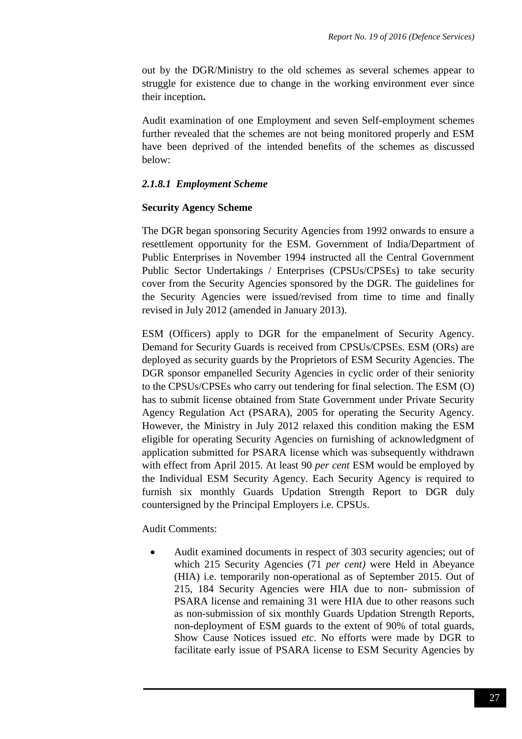out by the DGR/Ministry to the old schemes as several schemes appear to struggle for existence due to change in the working environment ever since their inception**.**

Audit examination of one Employment and seven Self-employment schemes further revealed that the schemes are not being monitored properly and ESM have been deprived of the intended benefits of the schemes as discussed below:

#### *2.1.8.1 Employment Scheme*

**Security Agency Scheme**

The DGR began sponsoring Security Agencies from 1992 onwards to ensure a resettlement opportunity for the ESM. Government of India/Department of Public Enterprises in November 1994 instructed all the Central Government Public Sector Undertakings / Enterprises (CPSUs/CPSEs) to take security cover from the Security Agencies sponsored by the DGR. The guidelines for the Security Agencies were issued/revised from time to time and finally revised in July 2012 (amended in January 2013).

ESM (Officers) apply to DGR for the empanelment of Security Agency. Demand for Security Guards is received from CPSUs/CPSEs. ESM (ORs) are deployed as security guards by the Proprietors of ESM Security Agencies. The DGR sponsor empanelled Security Agencies in cyclic order of their seniority to the CPSUs/CPSEs who carry out tendering for final selection. The ESM (O) has to submit license obtained from State Government under Private Security Agency Regulation Act (PSARA), 2005 for operating the Security Agency. However, the Ministry in July 2012 relaxed this condition making the ESM eligible for operating Security Agencies on furnishing of acknowledgment of application submitted for PSARA license which was subsequently withdrawn with effect from April 2015. At least 90 *per cent* ESM would be employed by the Individual ESM Security Agency. Each Security Agency is required to furnish six monthly Guards Updation Strength Report to DGR duly countersigned by the Principal Employers i.e. CPSUs.

Audit Comments:

- Audit examined documents in respect of 303 security agencies; out of which 215 Security Agencies (71 *per cent)* were Held in Abeyance (HIA) i.e. temporarily non-operational as of September 2015. Out of 215, 184 Security Agencies were HIA due to non- submission of PSARA license and remaining 31 were HIA due to other reasons such as non-submission of six monthly Guards Updation Strength Reports, non-deployment of ESM guards to the extent of 90% of total guards, Show Cause Notices issued *etc*. No efforts were made by DGR to facilitate early issue of PSARA license to ESM Security Agencies by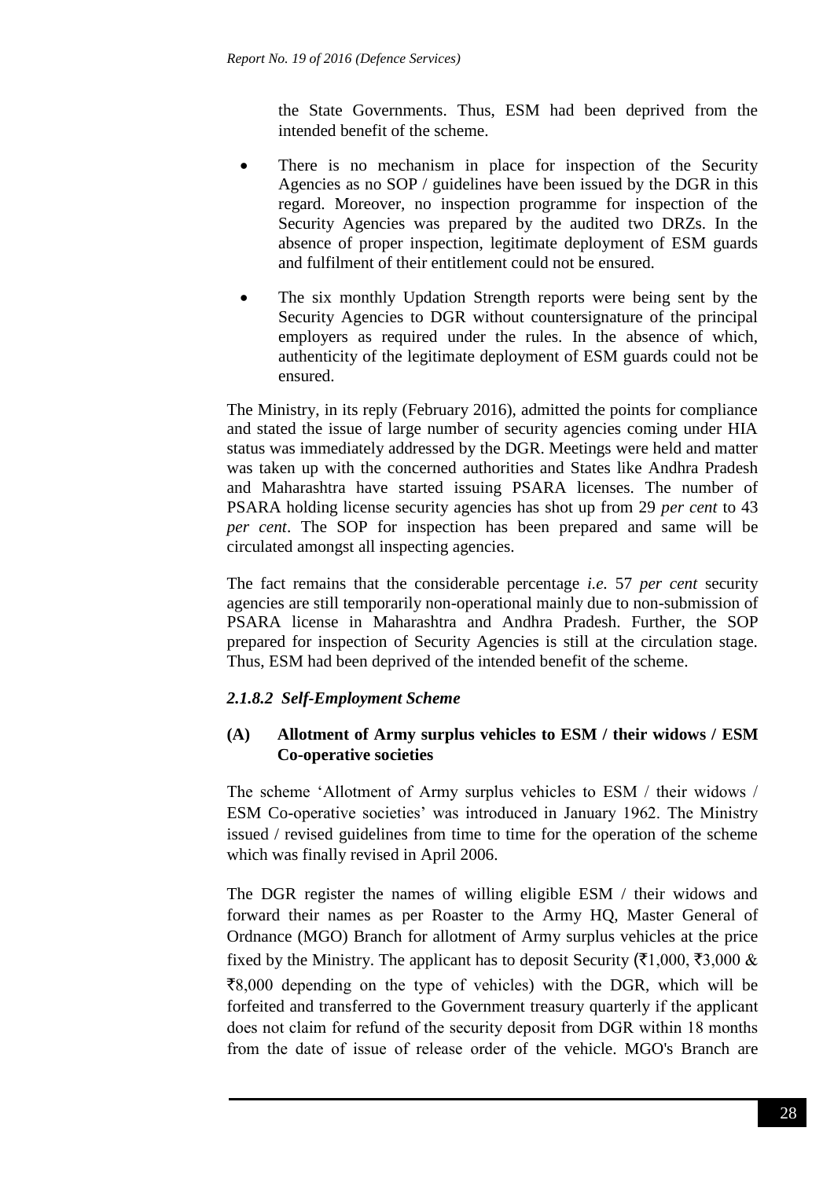the State Governments. Thus, ESM had been deprived from the intended benefit of the scheme.

- There is no mechanism in place for inspection of the Security Agencies as no SOP / guidelines have been issued by the DGR in this regard. Moreover, no inspection programme for inspection of the Security Agencies was prepared by the audited two DRZs. In the absence of proper inspection, legitimate deployment of ESM guards and fulfilment of their entitlement could not be ensured.
- The six monthly Updation Strength reports were being sent by the Security Agencies to DGR without countersignature of the principal employers as required under the rules. In the absence of which, authenticity of the legitimate deployment of ESM guards could not be ensured.

The Ministry, in its reply (February 2016), admitted the points for compliance and stated the issue of large number of security agencies coming under HIA status was immediately addressed by the DGR. Meetings were held and matter was taken up with the concerned authorities and States like Andhra Pradesh and Maharashtra have started issuing PSARA licenses. The number of PSARA holding license security agencies has shot up from 29 *per cent* to 43 *per cent*. The SOP for inspection has been prepared and same will be circulated amongst all inspecting agencies.

The fact remains that the considerable percentage *i.e.* 57 *per cent* security agencies are still temporarily non-operational mainly due to non-submission of PSARA license in Maharashtra and Andhra Pradesh. Further, the SOP prepared for inspection of Security Agencies is still at the circulation stage. Thus, ESM had been deprived of the intended benefit of the scheme.

### *2.1.8.2 Self-Employment Scheme*

#### (A) Allotment of Army surplus vehicles to ESM / their widows / ESM Co-operative societies

The scheme 'Allotment of Army surplus vehicles to ESM / their widows / ESM Co-operative societies' was introduced in January 1962. The Ministry issued / revised guidelines from time to time for the operation of the scheme which was finally revised in April 2006.

The DGR register the names of willing eligible ESM / their widows and forward their names as per Roaster to the Army HQ, Master General of Ordnance (MGO) Branch for allotment of Army surplus vehicles at the price fixed by the Ministry. The applicant has to deposit Security (₹1,000, ₹3,000 & ₹8,000 depending on the type of vehicles) with the DGR, which will be forfeited and transferred to the Government treasury quarterly if the applicant does not claim for refund of the security deposit from DGR within 18 months from the date of issue of release order of the vehicle. MGO's Branch are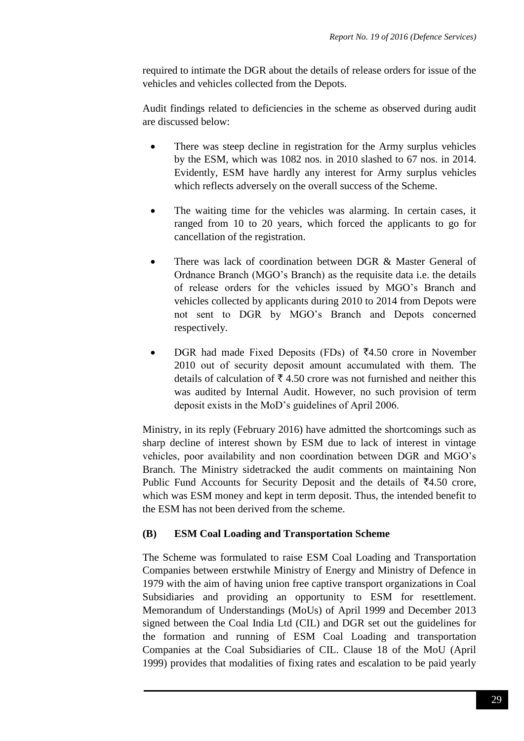required to intimate the DGR about the details of release orders for issue of the vehicles and vehicles collected from the Depots.

Audit findings related to deficiencies in the scheme as observed during audit are discussed below:

- There was steep decline in registration for the Army surplus vehicles by the ESM, which was 1082 nos. in 2010 slashed to 67 nos. in 2014. Evidently, ESM have hardly any interest for Army surplus vehicles which reflects adversely on the overall success of the Scheme.
- The waiting time for the vehicles was alarming. In certain cases, it ranged from 10 to 20 years, which forced the applicants to go for cancellation of the registration.
- There was lack of coordination between DGR & Master General of Ordnance Branch (MGO's Branch) as the requisite data i.e. the details of release orders for the vehicles issued by MGO's Branch and vehicles collected by applicants during 2010 to 2014 from Depots were not sent to DGR by MGO's Branch and Depots concerned respectively.
- DGR had made Fixed Deposits (FDs) of ₹4.50 crore in November 2010 out of security deposit amount accumulated with them. The details of calculation of ₹ 4.50 crore was not furnished and neither this was audited by Internal Audit. However, no such provision of term deposit exists in the MoD's guidelines of April 2006.

Ministry, in its reply (February 2016) have admitted the shortcomings such as sharp decline of interest shown by ESM due to lack of interest in vintage vehicles, poor availability and non coordination between DGR and MGO's Branch. The Ministry sidetracked the audit comments on maintaining Non Public Fund Accounts for Security Deposit and the details of ₹4.50 crore, which was ESM money and kept in term deposit. Thus, the intended benefit to the ESM has not been derived from the scheme.

### (B) ESM Coal Loading and Transportation Scheme

The Scheme was formulated to raise ESM Coal Loading and Transportation Companies between erstwhile Ministry of Energy and Ministry of Defence in 1979 with the aim of having union free captive transport organizations in Coal Subsidiaries and providing an opportunity to ESM for resettlement. Memorandum of Understandings (MoUs) of April 1999 and December 2013 signed between the Coal India Ltd (CIL) and DGR set out the guidelines for the formation and running of ESM Coal Loading and transportation Companies at the Coal Subsidiaries of CIL. Clause 18 of the MoU (April 1999) provides that modalities of fixing rates and escalation to be paid yearly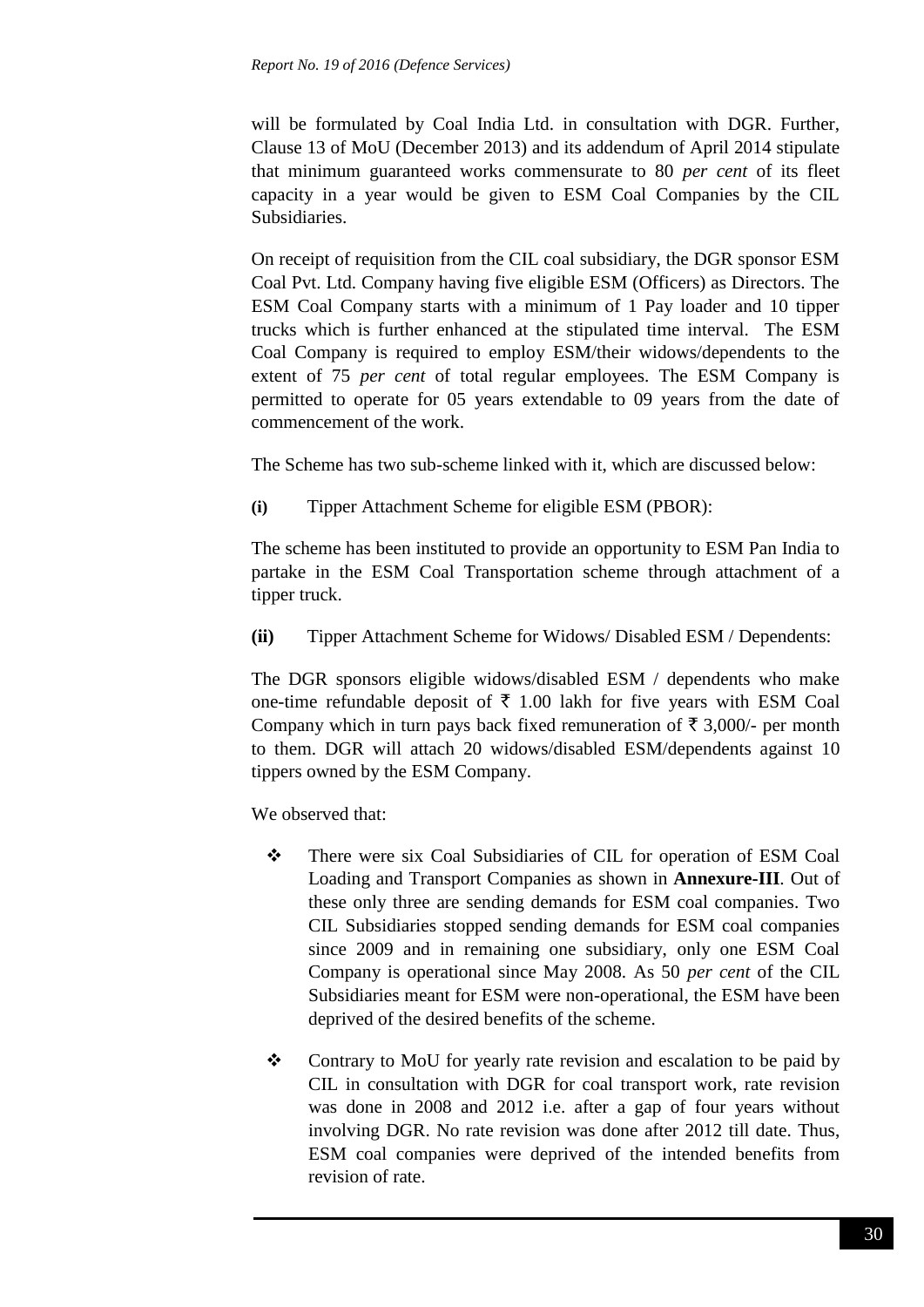will be formulated by Coal India Ltd. in consultation with DGR. Further, Clause 13 of MoU (December 2013) and its addendum of April 2014 stipulate that minimum guaranteed works commensurate to 80 *per cent* of its fleet capacity in a year would be given to ESM Coal Companies by the CIL Subsidiaries.

On receipt of requisition from the CIL coal subsidiary, the DGR sponsor ESM Coal Pvt. Ltd. Company having five eligible ESM (Officers) as Directors. The ESM Coal Company starts with a minimum of 1 Pay loader and 10 tipper trucks which is further enhanced at the stipulated time interval. The ESM Coal Company is required to employ ESM/their widows/dependents to the extent of 75 *per cent* of total regular employees. The ESM Company is permitted to operate for 05 years extendable to 09 years from the date of commencement of the work.

The Scheme has two sub-scheme linked with it, which are discussed below:

**(i)** Tipper Attachment Scheme for eligible ESM (PBOR):

The scheme has been instituted to provide an opportunity to ESM Pan India to partake in the ESM Coal Transportation scheme through attachment of a tipper truck.

**(ii)** Tipper Attachment Scheme for Widows/ Disabled ESM / Dependents:

The DGR sponsors eligible widows/disabled ESM / dependents who make one-time refundable deposit of ₹ 1.00 lakh for five years with ESM Coal Company which in turn pays back fixed remuneration of ₹ 3,000/- per month to them. DGR will attach 20 widows/disabled ESM/dependents against 10 tippers owned by the ESM Company.

We observed that:

- There were six Coal Subsidiaries of CIL for operation of ESM Coal Loading and Transport Companies as shown in **Annexure-III**. Out of these only three are sending demands for ESM coal companies. Two CIL Subsidiaries stopped sending demands for ESM coal companies since 2009 and in remaining one subsidiary, only one ESM Coal Company is operational since May 2008. As 50 *per cent* of the CIL Subsidiaries meant for ESM were non-operational, the ESM have been deprived of the desired benefits of the scheme.

- Contrary to MoU for yearly rate revision and escalation to be paid by CIL in consultation with DGR for coal transport work, rate revision was done in 2008 and 2012 i.e. after a gap of four years without involving DGR. No rate revision was done after 2012 till date. Thus, ESM coal companies were deprived of the intended benefits from revision of rate.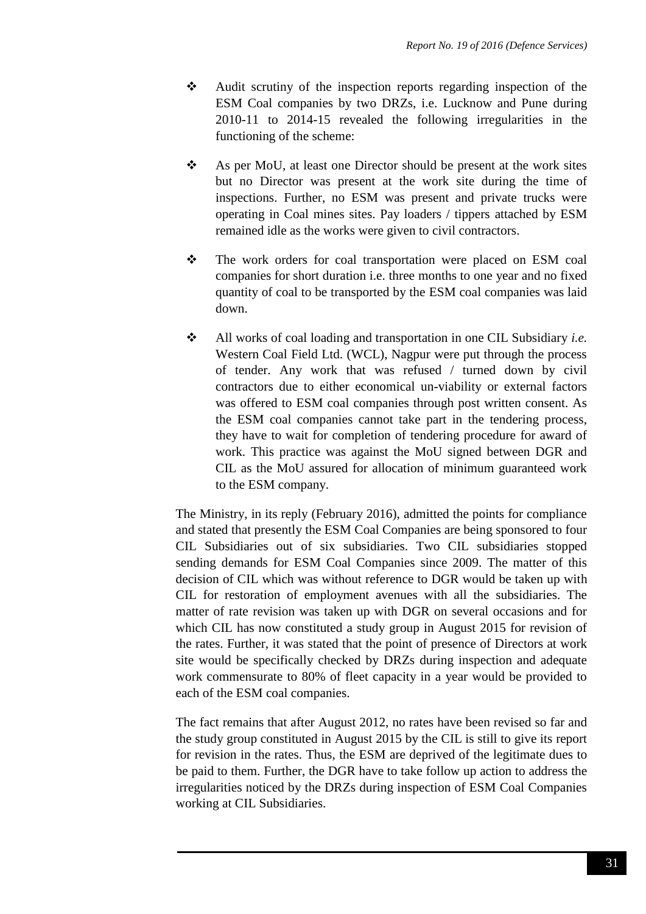- Audit scrutiny of the inspection reports regarding inspection of the ESM Coal companies by two DRZs, i.e. Lucknow and Pune during 2010-11 to 2014-15 revealed the following irregularities in the functioning of the scheme:

- As per MoU, at least one Director should be present at the work sites but no Director was present at the work site during the time of inspections. Further, no ESM was present and private trucks were operating in Coal mines sites. Pay loaders / tippers attached by ESM remained idle as the works were given to civil contractors.

- The work orders for coal transportation were placed on ESM coal companies for short duration i.e. three months to one year and no fixed quantity of coal to be transported by the ESM coal companies was laid down.

- All works of coal loading and transportation in one CIL Subsidiary *i.e.* Western Coal Field Ltd. (WCL), Nagpur were put through the process of tender. Any work that was refused / turned down by civil contractors due to either economical un-viability or external factors was offered to ESM coal companies through post written consent. As the ESM coal companies cannot take part in the tendering process, they have to wait for completion of tendering procedure for award of work. This practice was against the MoU signed between DGR and CIL as the MoU assured for allocation of minimum guaranteed work to the ESM company.

The Ministry, in its reply (February 2016), admitted the points for compliance and stated that presently the ESM Coal Companies are being sponsored to four CIL Subsidiaries out of six subsidiaries. Two CIL subsidiaries stopped sending demands for ESM Coal Companies since 2009. The matter of this decision of CIL which was without reference to DGR would be taken up with CIL for restoration of employment avenues with all the subsidiaries. The matter of rate revision was taken up with DGR on several occasions and for which CIL has now constituted a study group in August 2015 for revision of the rates. Further, it was stated that the point of presence of Directors at work site would be specifically checked by DRZs during inspection and adequate work commensurate to 80% of fleet capacity in a year would be provided to each of the ESM coal companies.

The fact remains that after August 2012, no rates have been revised so far and the study group constituted in August 2015 by the CIL is still to give its report for revision in the rates. Thus, the ESM are deprived of the legitimate dues to be paid to them. Further, the DGR have to take follow up action to address the irregularities noticed by the DRZs during inspection of ESM Coal Companies working at CIL Subsidiaries.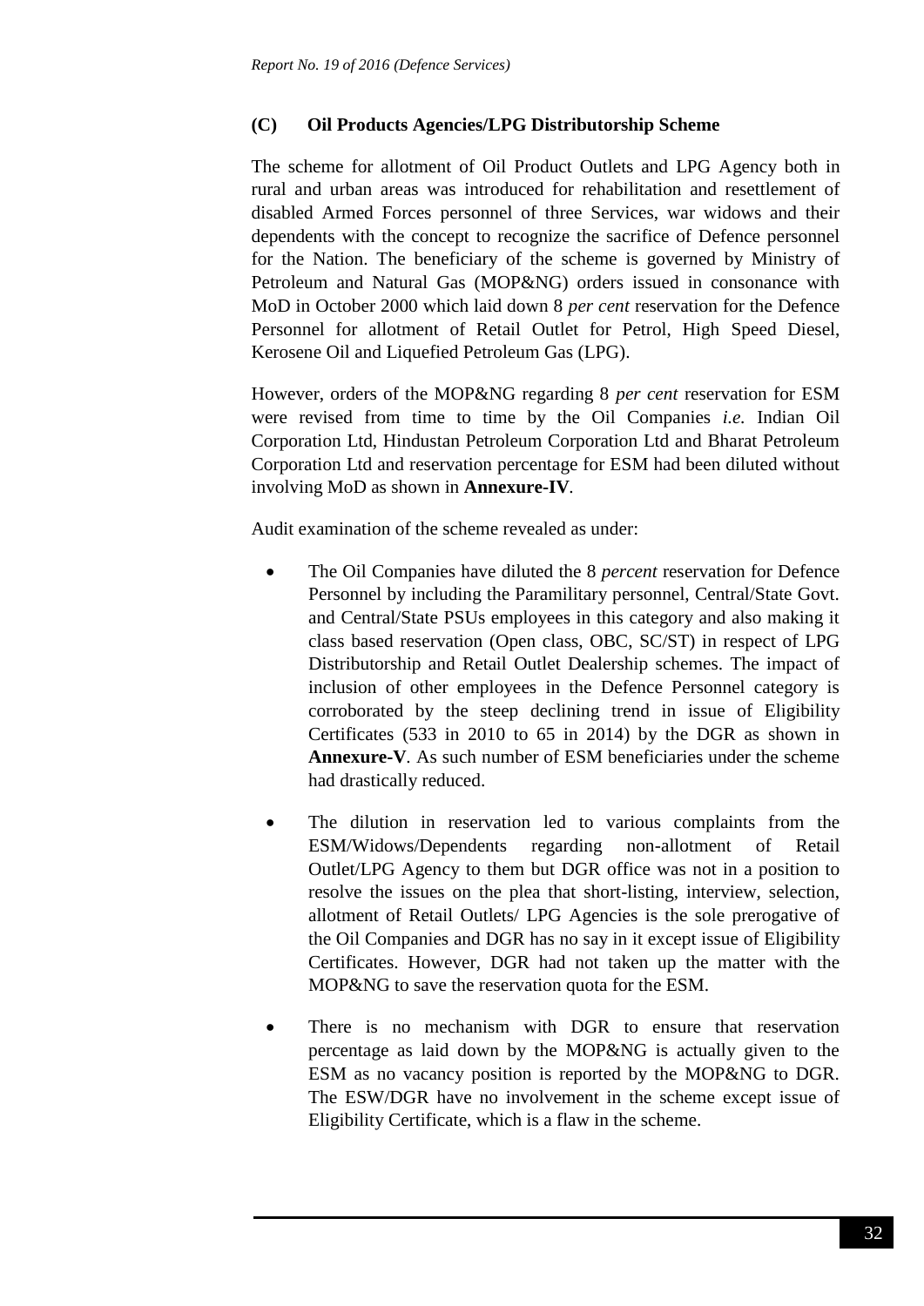### (C) Oil Products Agencies/LPG Distributorship Scheme

The scheme for allotment of Oil Product Outlets and LPG Agency both in rural and urban areas was introduced for rehabilitation and resettlement of disabled Armed Forces personnel of three Services, war widows and their dependents with the concept to recognize the sacrifice of Defence personnel for the Nation. The beneficiary of the scheme is governed by Ministry of Petroleum and Natural Gas (MOP&NG) orders issued in consonance with MoD in October 2000 which laid down 8 *per cent* reservation for the Defence Personnel for allotment of Retail Outlet for Petrol, High Speed Diesel, Kerosene Oil and Liquefied Petroleum Gas (LPG).

However, orders of the MOP&NG regarding 8 *per cent* reservation for ESM were revised from time to time by the Oil Companies *i.e.* Indian Oil Corporation Ltd, Hindustan Petroleum Corporation Ltd and Bharat Petroleum Corporation Ltd and reservation percentage for ESM had been diluted without involving MoD as shown in **Annexure-IV**.

Audit examination of the scheme revealed as under:

- The Oil Companies have diluted the 8 *percent* reservation for Defence Personnel by including the Paramilitary personnel, Central/State Govt. and Central/State PSUs employees in this category and also making it class based reservation (Open class, OBC, SC/ST) in respect of LPG Distributorship and Retail Outlet Dealership schemes. The impact of inclusion of other employees in the Defence Personnel category is corroborated by the steep declining trend in issue of Eligibility Certificates (533 in 2010 to 65 in 2014) by the DGR as shown in **Annexure-V**. As such number of ESM beneficiaries under the scheme had drastically reduced.
- The dilution in reservation led to various complaints from the ESM/Widows/Dependents regarding non-allotment of Retail Outlet/LPG Agency to them but DGR office was not in a position to resolve the issues on the plea that short-listing, interview, selection, allotment of Retail Outlets/ LPG Agencies is the sole prerogative of the Oil Companies and DGR has no say in it except issue of Eligibility Certificates. However, DGR had not taken up the matter with the MOP&NG to save the reservation quota for the ESM.
- There is no mechanism with DGR to ensure that reservation percentage as laid down by the MOP&NG is actually given to the ESM as no vacancy position is reported by the MOP&NG to DGR. The ESW/DGR have no involvement in the scheme except issue of Eligibility Certificate, which is a flaw in the scheme.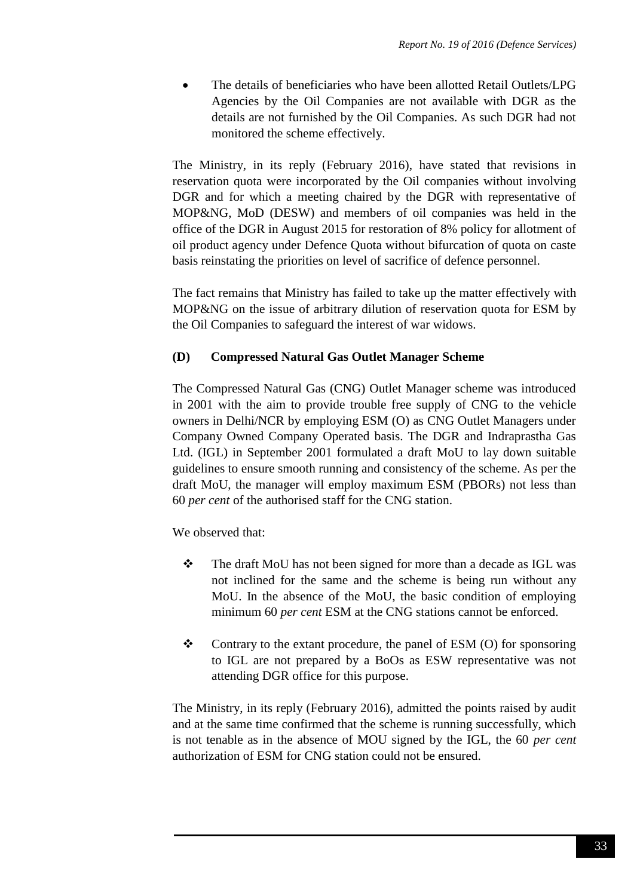- The details of beneficiaries who have been allotted Retail Outlets/LPG Agencies by the Oil Companies are not available with DGR as the details are not furnished by the Oil Companies. As such DGR had not monitored the scheme effectively.

The Ministry, in its reply (February 2016), have stated that revisions in reservation quota were incorporated by the Oil companies without involving DGR and for which a meeting chaired by the DGR with representative of MOP&NG, MoD (DESW) and members of oil companies was held in the office of the DGR in August 2015 for restoration of 8% policy for allotment of oil product agency under Defence Quota without bifurcation of quota on caste basis reinstating the priorities on level of sacrifice of defence personnel.

The fact remains that Ministry has failed to take up the matter effectively with MOP&NG on the issue of arbitrary dilution of reservation quota for ESM by the Oil Companies to safeguard the interest of war widows.

**(D) Compressed Natural Gas Outlet Manager Scheme**

The Compressed Natural Gas (CNG) Outlet Manager scheme was introduced in 2001 with the aim to provide trouble free supply of CNG to the vehicle owners in Delhi/NCR by employing ESM (O) as CNG Outlet Managers under Company Owned Company Operated basis. The DGR and Indraprastha Gas Ltd. (IGL) in September 2001 formulated a draft MoU to lay down suitable guidelines to ensure smooth running and consistency of the scheme. As per the draft MoU, the manager will employ maximum ESM (PBORs) not less than 60 *per cent* of the authorised staff for the CNG station.

We observed that:

- ❖ The draft MoU has not been signed for more than a decade as IGL was not inclined for the same and the scheme is being run without any MoU. In the absence of the MoU, the basic condition of employing minimum 60 *per cent* ESM at the CNG stations cannot be enforced.

- ❖ Contrary to the extant procedure, the panel of ESM (O) for sponsoring to IGL are not prepared by a BoOs as ESW representative was not attending DGR office for this purpose.

The Ministry, in its reply (February 2016), admitted the points raised by audit and at the same time confirmed that the scheme is running successfully, which is not tenable as in the absence of MOU signed by the IGL, the 60 *per cent* authorization of ESM for CNG station could not be ensured.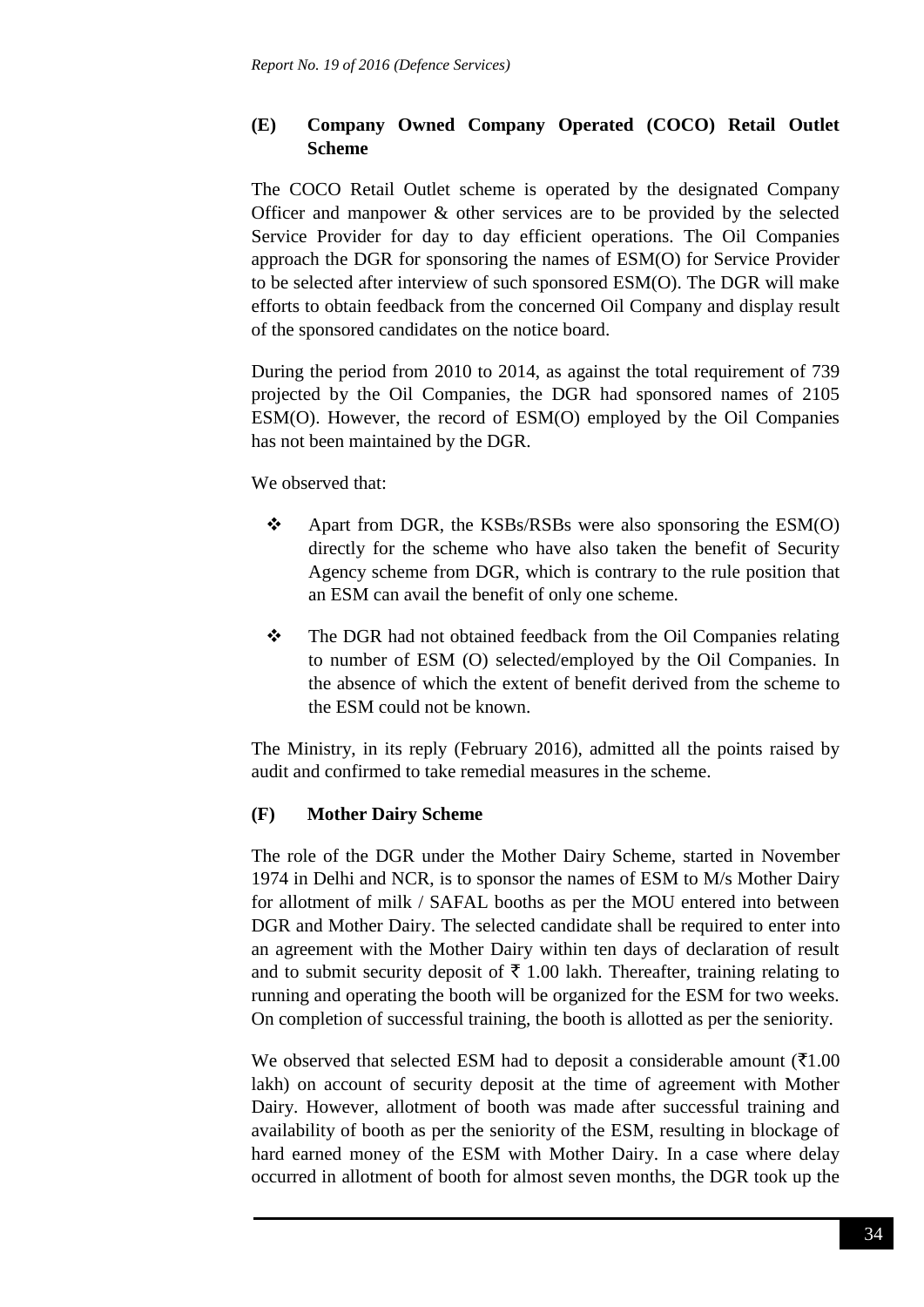### (E) Company Owned Company Operated (COCO) Retail Outlet Scheme

The COCO Retail Outlet scheme is operated by the designated Company Officer and manpower & other services are to be provided by the selected Service Provider for day to day efficient operations. The Oil Companies approach the DGR for sponsoring the names of ESM(O) for Service Provider to be selected after interview of such sponsored ESM(O). The DGR will make efforts to obtain feedback from the concerned Oil Company and display result of the sponsored candidates on the notice board.

During the period from 2010 to 2014, as against the total requirement of 739 projected by the Oil Companies, the DGR had sponsored names of 2105 ESM(O). However, the record of ESM(O) employed by the Oil Companies has not been maintained by the DGR.

We observed that:

- Apart from DGR, the KSBs/RSBs were also sponsoring the ESM(O) directly for the scheme who have also taken the benefit of Security Agency scheme from DGR, which is contrary to the rule position that an ESM can avail the benefit of only one scheme.
- The DGR had not obtained feedback from the Oil Companies relating to number of ESM (O) selected/employed by the Oil Companies. In the absence of which the extent of benefit derived from the scheme to the ESM could not be known.

The Ministry, in its reply (February 2016), admitted all the points raised by audit and confirmed to take remedial measures in the scheme.

### (F) Mother Dairy Scheme

The role of the DGR under the Mother Dairy Scheme, started in November 1974 in Delhi and NCR, is to sponsor the names of ESM to M/s Mother Dairy for allotment of milk / SAFAL booths as per the MOU entered into between DGR and Mother Dairy. The selected candidate shall be required to enter into an agreement with the Mother Dairy within ten days of declaration of result and to submit security deposit of ₹ 1.00 lakh. Thereafter, training relating to running and operating the booth will be organized for the ESM for two weeks. On completion of successful training, the booth is allotted as per the seniority.

We observed that selected ESM had to deposit a considerable amount (₹1.00 lakh) on account of security deposit at the time of agreement with Mother Dairy. However, allotment of booth was made after successful training and availability of booth as per the seniority of the ESM, resulting in blockage of hard earned money of the ESM with Mother Dairy. In a case where delay occurred in allotment of booth for almost seven months, the DGR took up the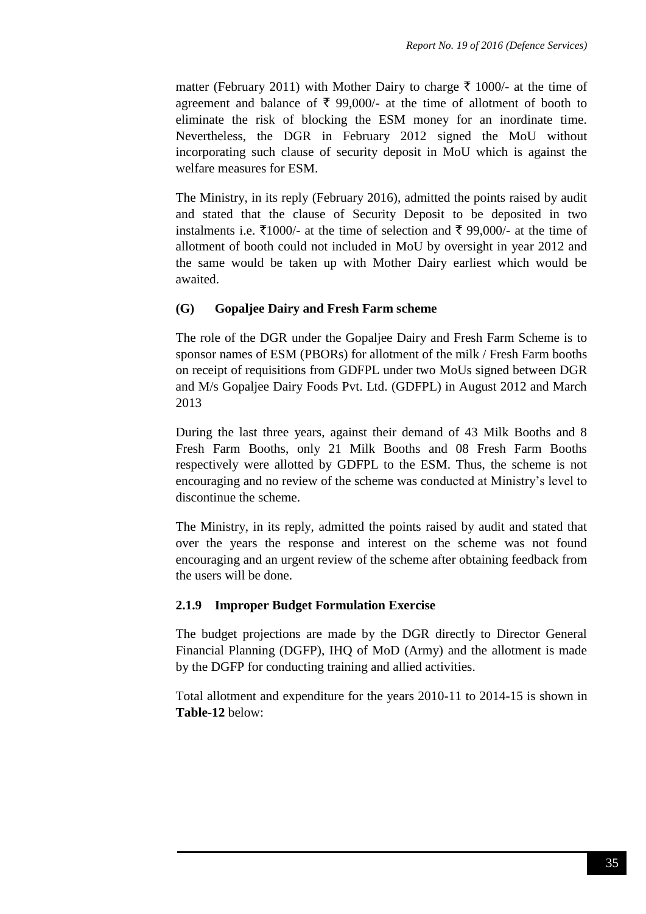matter (February 2011) with Mother Dairy to charge ₹ 1000/- at the time of agreement and balance of ₹ 99,000/- at the time of allotment of booth to eliminate the risk of blocking the ESM money for an inordinate time. Nevertheless, the DGR in February 2012 signed the MoU without incorporating such clause of security deposit in MoU which is against the welfare measures for ESM.

The Ministry, in its reply (February 2016), admitted the points raised by audit and stated that the clause of Security Deposit to be deposited in two instalments i.e. ₹1000/- at the time of selection and ₹ 99,000/- at the time of allotment of booth could not included in MoU by oversight in year 2012 and the same would be taken up with Mother Dairy earliest which would be awaited.

#### (G) Gopaljee Dairy and Fresh Farm scheme

The role of the DGR under the Gopaljee Dairy and Fresh Farm Scheme is to sponsor names of ESM (PBORs) for allotment of the milk / Fresh Farm booths on receipt of requisitions from GDFPL under two MoUs signed between DGR and M/s Gopaljee Dairy Foods Pvt. Ltd. (GDFPL) in August 2012 and March 2013

During the last three years, against their demand of 43 Milk Booths and 8 Fresh Farm Booths, only 21 Milk Booths and 08 Fresh Farm Booths respectively were allotted by GDFPL to the ESM. Thus, the scheme is not encouraging and no review of the scheme was conducted at Ministry's level to discontinue the scheme.

The Ministry, in its reply, admitted the points raised by audit and stated that over the years the response and interest on the scheme was not found encouraging and an urgent review of the scheme after obtaining feedback from the users will be done.

### 2.1.9 Improper Budget Formulation Exercise

The budget projections are made by the DGR directly to Director General Financial Planning (DGFP), IHQ of MoD (Army) and the allotment is made by the DGFP for conducting training and allied activities.

Total allotment and expenditure for the years 2010-11 to 2014-15 is shown in **Table-12** below: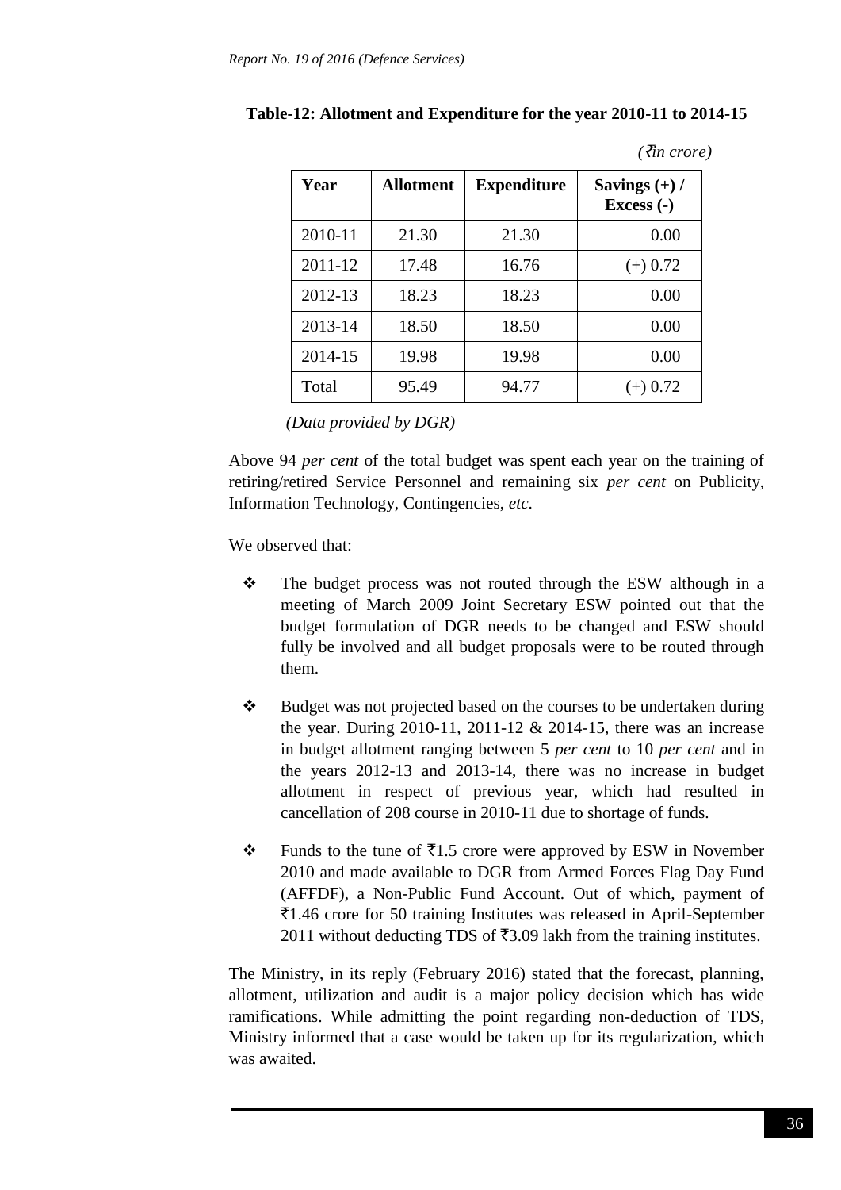**Table-12: Allotment and Expenditure for the year 2010-11 to 2014-15**

*(₹in crore)*

| Year | Allotment | Expenditure | Savings (+) / Excess (-) |
|---|---|---|---|
| 2010-11 | 21.30 | 21.30 | 0.00 |
| 2011-12 | 17.48 | 16.76 | (+) 0.72 |
| 2012-13 | 18.23 | 18.23 | 0.00 |
| 2013-14 | 18.50 | 18.50 | 0.00 |
| 2014-15 | 19.98 | 19.98 | 0.00 |
| Total | 95.49 | 94.77 | (+) 0.72 |

*(Data provided by DGR)*

Above 94 *per cent* of the total budget was spent each year on the training of retiring/retired Service Personnel and remaining six *per cent* on Publicity, Information Technology, Contingencies, *etc*.

We observed that:

- The budget process was not routed through the ESW although in a meeting of March 2009 Joint Secretary ESW pointed out that the budget formulation of DGR needs to be changed and ESW should fully be involved and all budget proposals were to be routed through them.

- Budget was not projected based on the courses to be undertaken during the year. During 2010-11, 2011-12 & 2014-15, there was an increase in budget allotment ranging between 5 *per cent* to 10 *per cent* and in the years 2012-13 and 2013-14, there was no increase in budget allotment in respect of previous year, which had resulted in cancellation of 208 course in 2010-11 due to shortage of funds.

- Funds to the tune of ₹1.5 crore were approved by ESW in November 2010 and made available to DGR from Armed Forces Flag Day Fund (AFFDF), a Non-Public Fund Account. Out of which, payment of ₹1.46 crore for 50 training Institutes was released in April-September 2011 without deducting TDS of ₹3.09 lakh from the training institutes.

The Ministry, in its reply (February 2016) stated that the forecast, planning, allotment, utilization and audit is a major policy decision which has wide ramifications. While admitting the point regarding non-deduction of TDS, Ministry informed that a case would be taken up for its regularization, which was awaited.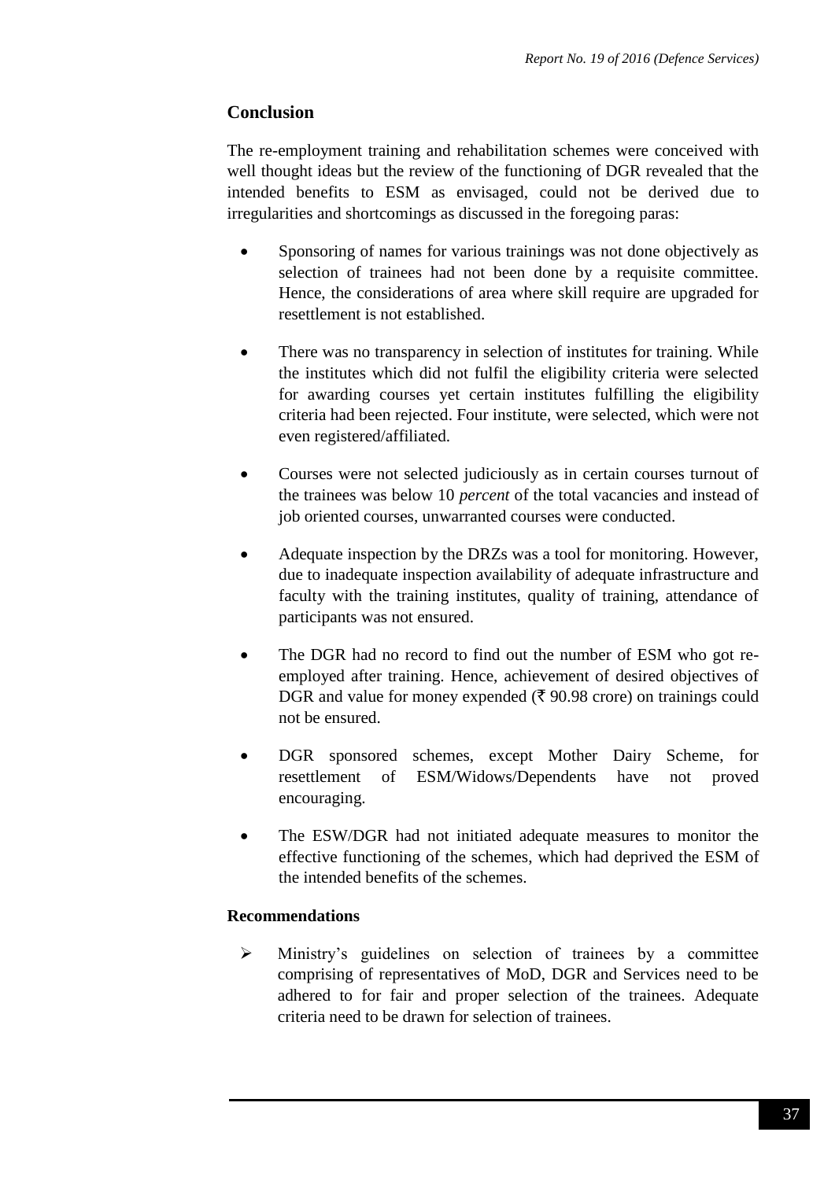## Conclusion

The re-employment training and rehabilitation schemes were conceived with well thought ideas but the review of the functioning of DGR revealed that the intended benefits to ESM as envisaged, could not be derived due to irregularities and shortcomings as discussed in the foregoing paras:

- Sponsoring of names for various trainings was not done objectively as selection of trainees had not been done by a requisite committee. Hence, the considerations of area where skill require are upgraded for resettlement is not established.
- There was no transparency in selection of institutes for training. While the institutes which did not fulfil the eligibility criteria were selected for awarding courses yet certain institutes fulfilling the eligibility criteria had been rejected. Four institute, were selected, which were not even registered/affiliated.
- Courses were not selected judiciously as in certain courses turnout of the trainees was below 10 *percent* of the total vacancies and instead of job oriented courses, unwarranted courses were conducted.
- Adequate inspection by the DRZs was a tool for monitoring. However, due to inadequate inspection availability of adequate infrastructure and faculty with the training institutes, quality of training, attendance of participants was not ensured.
- The DGR had no record to find out the number of ESM who got re-employed after training. Hence, achievement of desired objectives of DGR and value for money expended (₹ 90.98 crore) on trainings could not be ensured.
- DGR sponsored schemes, except Mother Dairy Scheme, for resettlement of ESM/Widows/Dependents have not proved encouraging.
- The ESW/DGR had not initiated adequate measures to monitor the effective functioning of the schemes, which had deprived the ESM of the intended benefits of the schemes.

### Recommendations

- Ministry's guidelines on selection of trainees by a committee comprising of representatives of MoD, DGR and Services need to be adhered to for fair and proper selection of the trainees. Adequate criteria need to be drawn for selection of trainees.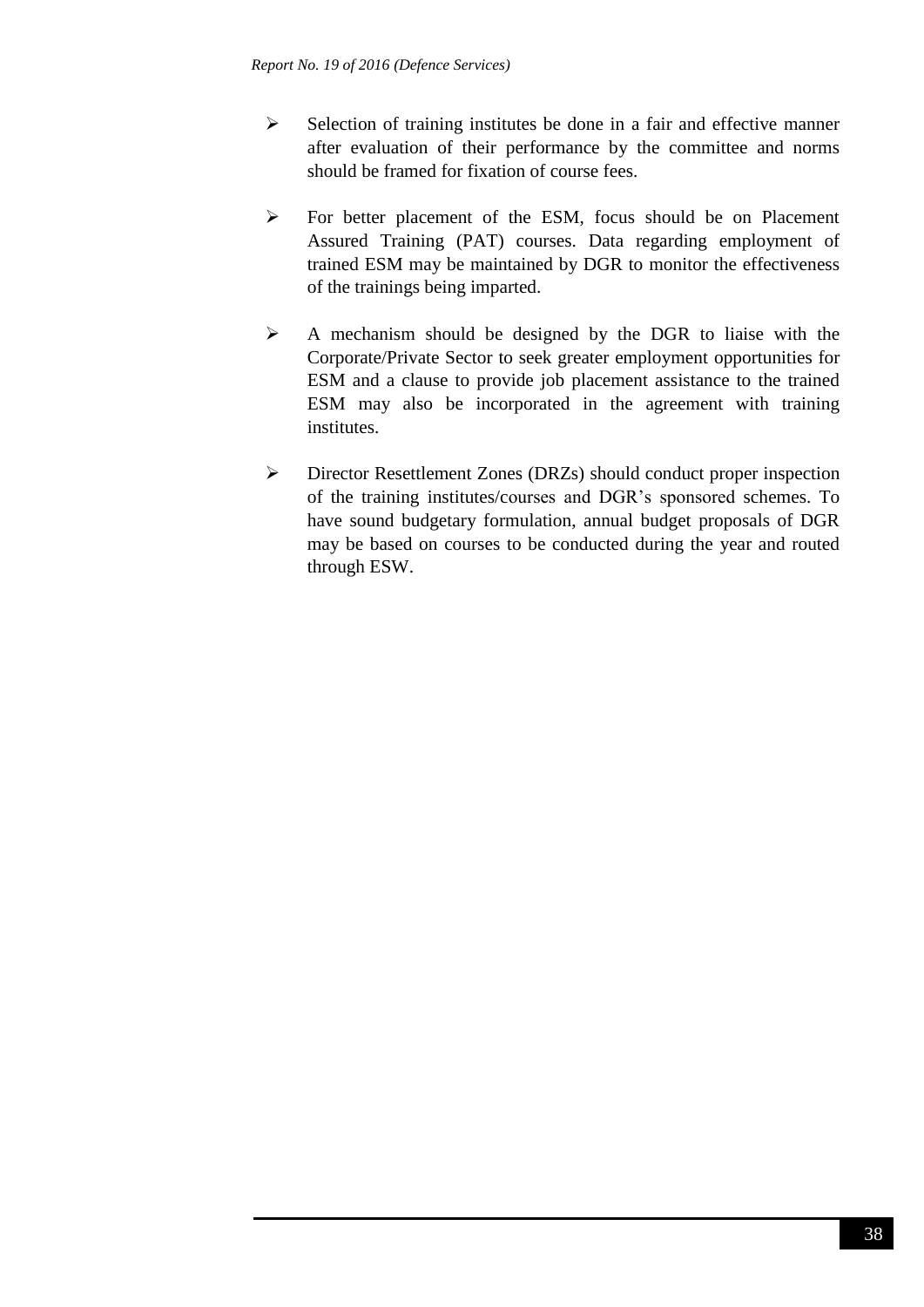- Selection of training institutes be done in a fair and effective manner after evaluation of their performance by the committee and norms should be framed for fixation of course fees.

- For better placement of the ESM, focus should be on Placement Assured Training (PAT) courses. Data regarding employment of trained ESM may be maintained by DGR to monitor the effectiveness of the trainings being imparted.

- A mechanism should be designed by the DGR to liaise with the Corporate/Private Sector to seek greater employment opportunities for ESM and a clause to provide job placement assistance to the trained ESM may also be incorporated in the agreement with training institutes.

- Director Resettlement Zones (DRZs) should conduct proper inspection of the training institutes/courses and DGR's sponsored schemes. To have sound budgetary formulation, annual budget proposals of DGR may be based on courses to be conducted during the year and routed through ESW.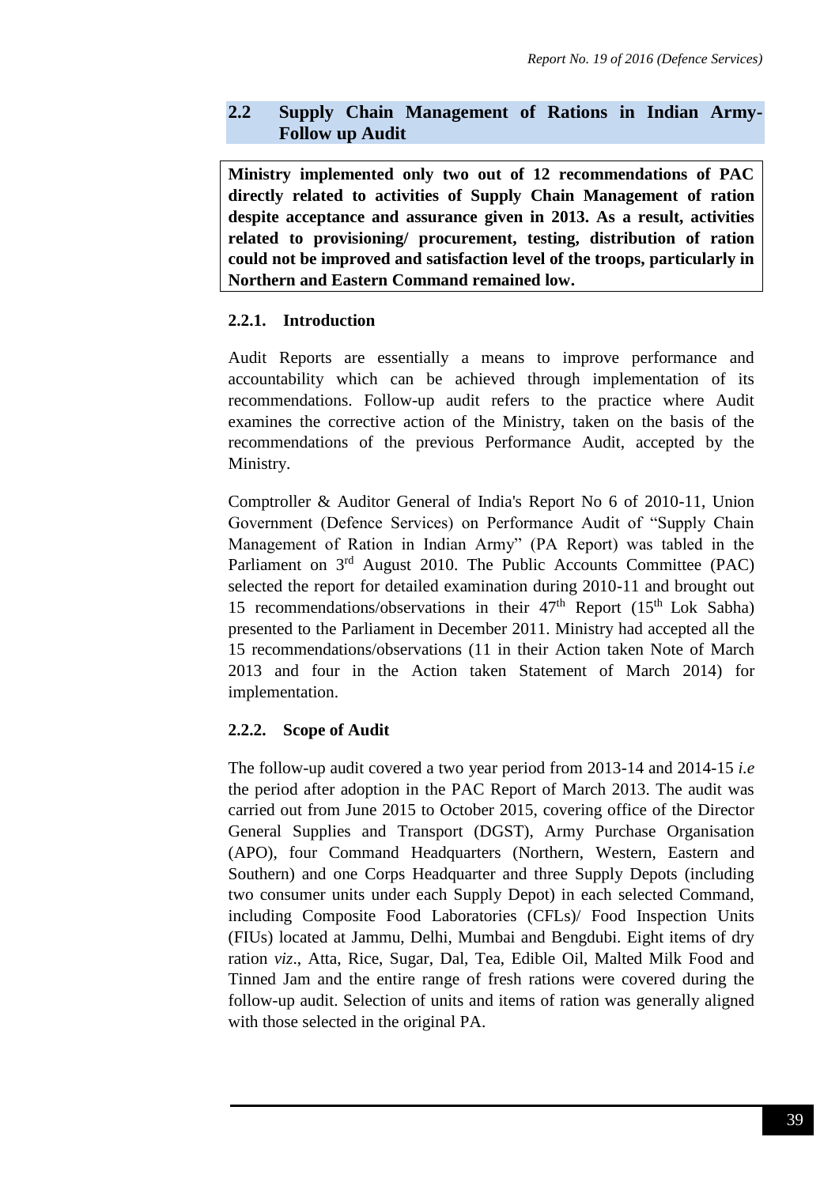## 2.2 Supply Chain Management of Rations in Indian Army-Follow up Audit

**Ministry implemented only two out of 12 recommendations of PAC directly related to activities of Supply Chain Management of ration despite acceptance and assurance given in 2013. As a result, activities related to provisioning/ procurement, testing, distribution of ration could not be improved and satisfaction level of the troops, particularly in Northern and Eastern Command remained low.**

### 2.2.1. Introduction

Audit Reports are essentially a means to improve performance and accountability which can be achieved through implementation of its recommendations. Follow-up audit refers to the practice where Audit examines the corrective action of the Ministry, taken on the basis of the recommendations of the previous Performance Audit, accepted by the Ministry.

Comptroller & Auditor General of India's Report No 6 of 2010-11, Union Government (Defence Services) on Performance Audit of "Supply Chain Management of Ration in Indian Army" (PA Report) was tabled in the Parliament on 3rd August 2010. The Public Accounts Committee (PAC) selected the report for detailed examination during 2010-11 and brought out 15 recommendations/observations in their 47th Report (15th Lok Sabha) presented to the Parliament in December 2011. Ministry had accepted all the 15 recommendations/observations (11 in their Action taken Note of March 2013 and four in the Action taken Statement of March 2014) for implementation.

### 2.2.2. Scope of Audit

The follow-up audit covered a two year period from 2013-14 and 2014-15 *i.e* the period after adoption in the PAC Report of March 2013. The audit was carried out from June 2015 to October 2015, covering office of the Director General Supplies and Transport (DGST), Army Purchase Organisation (APO), four Command Headquarters (Northern, Western, Eastern and Southern) and one Corps Headquarter and three Supply Depots (including two consumer units under each Supply Depot) in each selected Command, including Composite Food Laboratories (CFLs)/ Food Inspection Units (FIUs) located at Jammu, Delhi, Mumbai and Bengdubi. Eight items of dry ration *viz*., Atta, Rice, Sugar, Dal, Tea, Edible Oil, Malted Milk Food and Tinned Jam and the entire range of fresh rations were covered during the follow-up audit. Selection of units and items of ration was generally aligned with those selected in the original PA.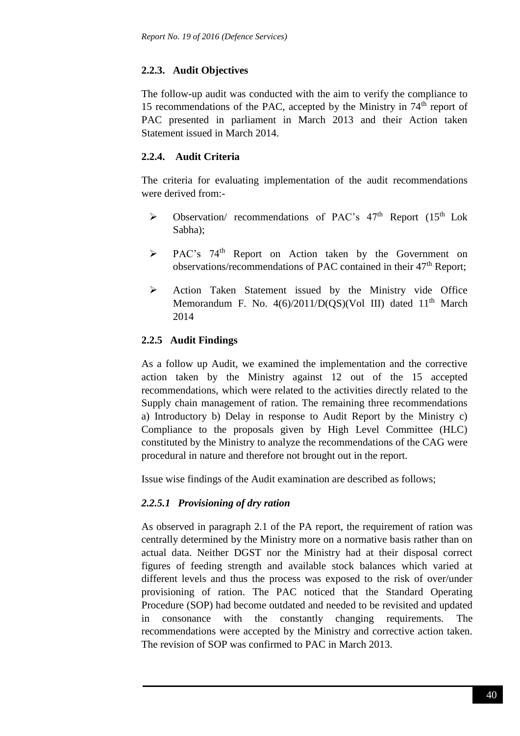### 2.2.3. Audit Objectives

The follow-up audit was conducted with the aim to verify the compliance to 15 recommendations of the PAC, accepted by the Ministry in 74th report of PAC presented in parliament in March 2013 and their Action taken Statement issued in March 2014.

### 2.2.4. Audit Criteria

The criteria for evaluating implementation of the audit recommendations were derived from:-

- Observation/ recommendations of PAC's 47th Report (15th Lok Sabha);
- PAC's 74th Report on Action taken by the Government on observations/recommendations of PAC contained in their 47th Report;
- Action Taken Statement issued by the Ministry vide Office Memorandum F. No. 4(6)/2011/D(QS)(Vol III) dated 11th March 2014

### 2.2.5 Audit Findings

As a follow up Audit, we examined the implementation and the corrective action taken by the Ministry against 12 out of the 15 accepted recommendations, which were related to the activities directly related to the Supply chain management of ration. The remaining three recommendations a) Introductory b) Delay in response to Audit Report by the Ministry c) Compliance to the proposals given by High Level Committee (HLC) constituted by the Ministry to analyze the recommendations of the CAG were procedural in nature and therefore not brought out in the report.

Issue wise findings of the Audit examination are described as follows;

#### *2.2.5.1 Provisioning of dry ration*

As observed in paragraph 2.1 of the PA report, the requirement of ration was centrally determined by the Ministry more on a normative basis rather than on actual data. Neither DGST nor the Ministry had at their disposal correct figures of feeding strength and available stock balances which varied at different levels and thus the process was exposed to the risk of over/under provisioning of ration. The PAC noticed that the Standard Operating Procedure (SOP) had become outdated and needed to be revisited and updated in consonance with the constantly changing requirements. The recommendations were accepted by the Ministry and corrective action taken. The revision of SOP was confirmed to PAC in March 2013.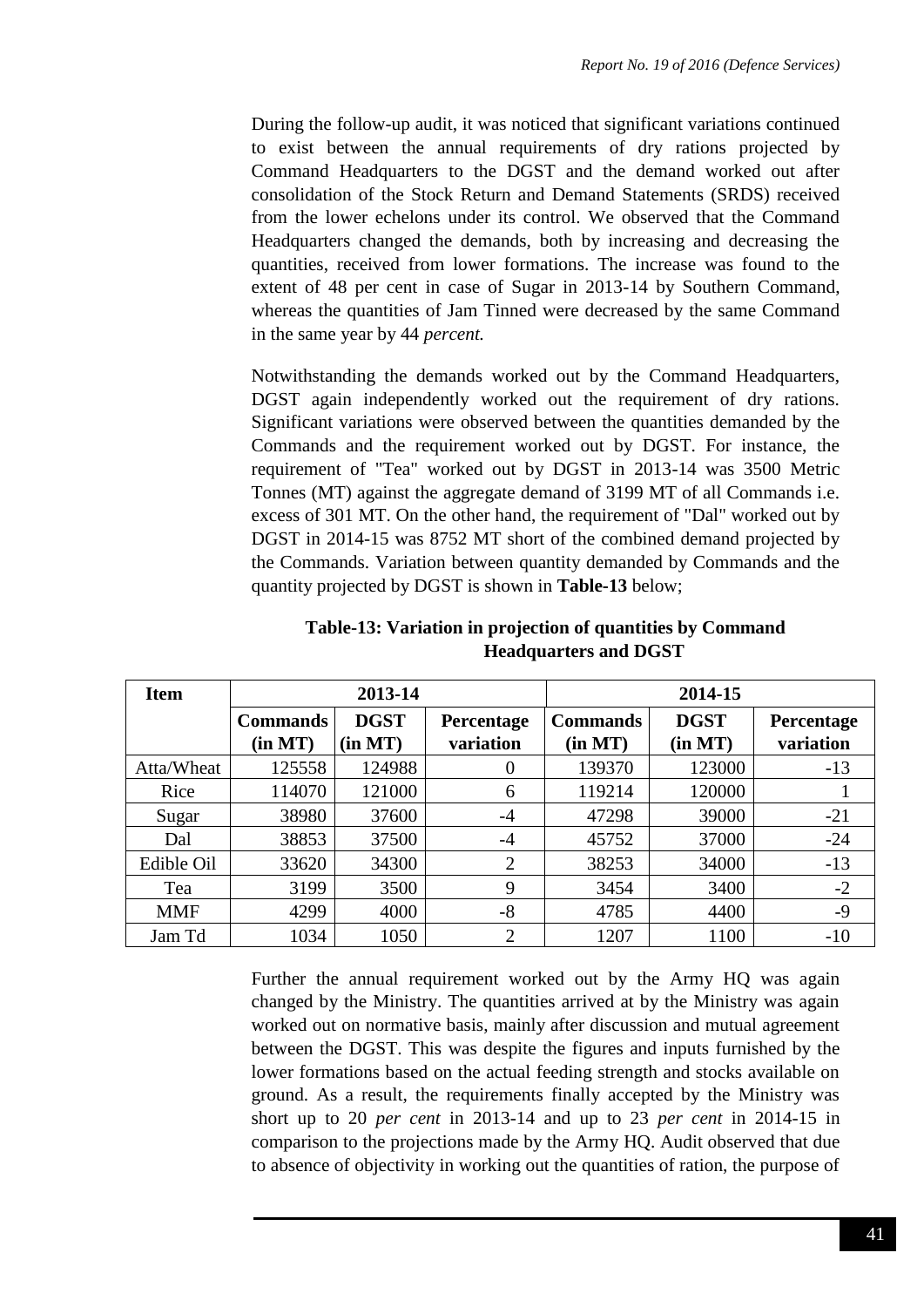During the follow-up audit, it was noticed that significant variations continued to exist between the annual requirements of dry rations projected by Command Headquarters to the DGST and the demand worked out after consolidation of the Stock Return and Demand Statements (SRDS) received from the lower echelons under its control. We observed that the Command Headquarters changed the demands, both by increasing and decreasing the quantities, received from lower formations. The increase was found to the extent of 48 per cent in case of Sugar in 2013-14 by Southern Command, whereas the quantities of Jam Tinned were decreased by the same Command in the same year by 44 *percent.*

Notwithstanding the demands worked out by the Command Headquarters, DGST again independently worked out the requirement of dry rations. Significant variations were observed between the quantities demanded by the Commands and the requirement worked out by DGST. For instance, the requirement of "Tea" worked out by DGST in 2013-14 was 3500 Metric Tonnes (MT) against the aggregate demand of 3199 MT of all Commands i.e. excess of 301 MT. On the other hand, the requirement of "Dal" worked out by DGST in 2014-15 was 8752 MT short of the combined demand projected by the Commands. Variation between quantity demanded by Commands and the quantity projected by DGST is shown in **Table-13** below;

**Table-13: Variation in projection of quantities by Command Headquarters and DGST**

| Item | 2013-14 | | | 2014-15 | | |
|---|---|---|---|---|---|---|
| | Commands (in MT) | DGST (in MT) | Percentage variation | Commands (in MT) | DGST (in MT) | Percentage variation |
| Atta/Wheat | 125558 | 124988 | 0 | 139370 | 123000 | -13 |
| Rice | 114070 | 121000 | 6 | 119214 | 120000 | 1 |
| Sugar | 38980 | 37600 | -4 | 47298 | 39000 | -21 |
| Dal | 38853 | 37500 | -4 | 45752 | 37000 | -24 |
| Edible Oil | 33620 | 34300 | 2 | 38253 | 34000 | -13 |
| Tea | 3199 | 3500 | 9 | 3454 | 3400 | -2 |
| MMF | 4299 | 4000 | -8 | 4785 | 4400 | -9 |
| Jam Td | 1034 | 1050 | 2 | 1207 | 1100 | -10 |

Further the annual requirement worked out by the Army HQ was again changed by the Ministry. The quantities arrived at by the Ministry was again worked out on normative basis, mainly after discussion and mutual agreement between the DGST. This was despite the figures and inputs furnished by the lower formations based on the actual feeding strength and stocks available on ground. As a result, the requirements finally accepted by the Ministry was short up to 20 *per cent* in 2013-14 and up to 23 *per cent* in 2014-15 in comparison to the projections made by the Army HQ. Audit observed that due to absence of objectivity in working out the quantities of ration, the purpose of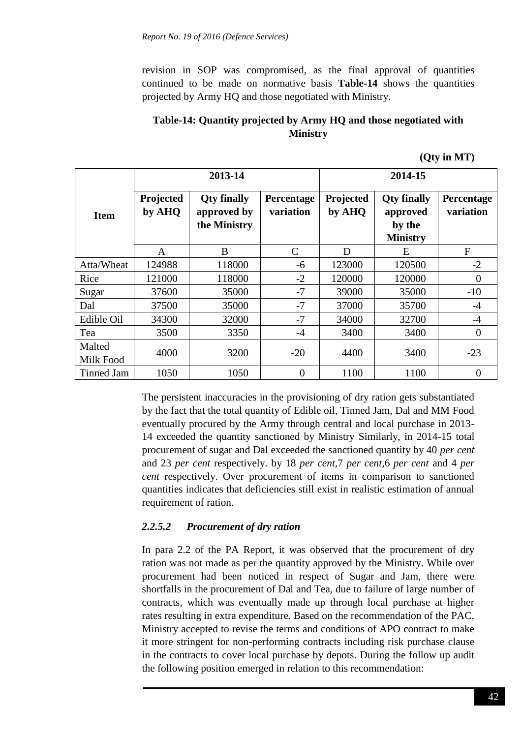revision in SOP was compromised, as the final approval of quantities continued to be made on normative basis **Table-14** shows the quantities projected by Army HQ and those negotiated with Ministry.

**Table-14: Quantity projected by Army HQ and those negotiated with Ministry**

**(Qty in MT)**

| Item | 2013-14 | | | 2014-15 | | |
|---|---|---|---|---|---|---|
| | **Projected by AHQ** | **Qty finally approved by the Ministry** | **Percentage variation** | **Projected by AHQ** | **Qty finally approved by the Ministry** | **Percentage variation** |
| | A | B | C | D | E | F |
| Atta/Wheat | 124988 | 118000 | -6 | 123000 | 120500 | -2 |
| Rice | 121000 | 118000 | -2 | 120000 | 120000 | 0 |
| Sugar | 37600 | 35000 | -7 | 39000 | 35000 | -10 |
| Dal | 37500 | 35000 | -7 | 37000 | 35700 | -4 |
| Edible Oil | 34300 | 32000 | -7 | 34000 | 32700 | -4 |
| Tea | 3500 | 3350 | -4 | 3400 | 3400 | 0 |
| Malted Milk Food | 4000 | 3200 | -20 | 4400 | 3400 | -23 |
| Tinned Jam | 1050 | 1050 | 0 | 1100 | 1100 | 0 |

The persistent inaccuracies in the provisioning of dry ration gets substantiated by the fact that the total quantity of Edible oil, Tinned Jam, Dal and MM Food eventually procured by the Army through central and local purchase in 2013-14 exceeded the quantity sanctioned by Ministry Similarly, in 2014-15 total procurement of sugar and Dal exceeded the sanctioned quantity by 40 *per cent* and 23 *per cent* respectively. by 18 *per cent*,7 *per cent*,6 *per cent* and 4 *per cent* respectively. Over procurement of items in comparison to sanctioned quantities indicates that deficiencies still exist in realistic estimation of annual requirement of ration.

### *2.2.5.2 Procurement of dry ration*

In para 2.2 of the PA Report, it was observed that the procurement of dry ration was not made as per the quantity approved by the Ministry. While over procurement had been noticed in respect of Sugar and Jam, there were shortfalls in the procurement of Dal and Tea, due to failure of large number of contracts, which was eventually made up through local purchase at higher rates resulting in extra expenditure. Based on the recommendation of the PAC, Ministry accepted to revise the terms and conditions of APO contract to make it more stringent for non-performing contracts including risk purchase clause in the contracts to cover local purchase by depots. During the follow up audit the following position emerged in relation to this recommendation: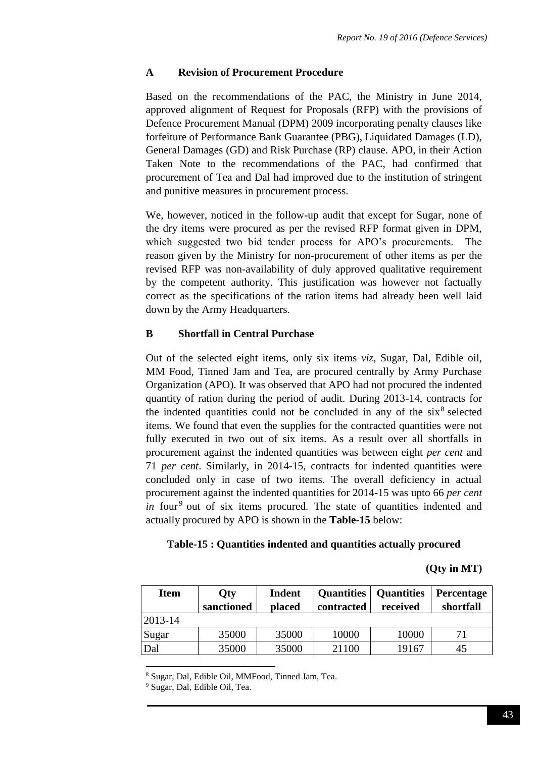### A Revision of Procurement Procedure

Based on the recommendations of the PAC, the Ministry in June 2014, approved alignment of Request for Proposals (RFP) with the provisions of Defence Procurement Manual (DPM) 2009 incorporating penalty clauses like forfeiture of Performance Bank Guarantee (PBG), Liquidated Damages (LD), General Damages (GD) and Risk Purchase (RP) clause. APO, in their Action Taken Note to the recommendations of the PAC, had confirmed that procurement of Tea and Dal had improved due to the institution of stringent and punitive measures in procurement process.

We, however, noticed in the follow-up audit that except for Sugar, none of the dry items were procured as per the revised RFP format given in DPM, which suggested two bid tender process for APO's procurements. The reason given by the Ministry for non-procurement of other items as per the revised RFP was non-availability of duly approved qualitative requirement by the competent authority. This justification was however not factually correct as the specifications of the ration items had already been well laid down by the Army Headquarters.

### B Shortfall in Central Purchase

Out of the selected eight items, only six items *viz*, Sugar, Dal, Edible oil, MM Food, Tinned Jam and Tea, are procured centrally by Army Purchase Organization (APO). It was observed that APO had not procured the indented quantity of ration during the period of audit. During 2013-14, contracts for the indented quantities could not be concluded in any of the six[8] selected items. We found that even the supplies for the contracted quantities were not fully executed in two out of six items. As a result over all shortfalls in procurement against the indented quantities was between eight *per cent* and 71 *per cent*. Similarly, in 2014-15, contracts for indented quantities were concluded only in case of two items. The overall deficiency in actual procurement against the indented quantities for 2014-15 was upto 66 *per cent in* four[9] out of six items procured. The state of quantities indented and actually procured by APO is shown in the **Table-15** below:

**Table-15 : Quantities indented and quantities actually procured**

**(Qty in MT)**

| Item | Qty sanctioned | Indent placed | Quantities contracted | Quantities received | Percentage shortfall |
|---|---|---|---|---|---|
| 2013-14 | | | | | |
| Sugar | 35000 | 35000 | 10000 | 10000 | 71 |
| Dal | 35000 | 35000 | 21100 | 19167 | 45 |

[8] Sugar, Dal, Edible Oil, MMFood, Tinned Jam, Tea.

[9] Sugar, Dal, Edible Oil, Tea.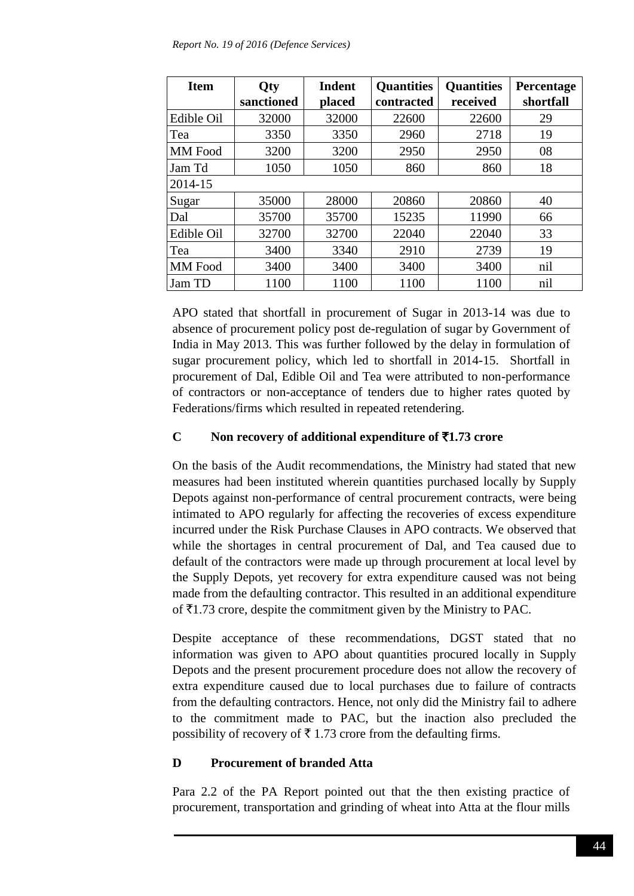| Item | Qty sanctioned | Indent placed | Quantities contracted | Quantities received | Percentage shortfall |
|---|---|---|---|---|---|
| Edible Oil | 32000 | 32000 | 22600 | 22600 | 29 |
| Tea | 3350 | 3350 | 2960 | 2718 | 19 |
| MM Food | 3200 | 3200 | 2950 | 2950 | 08 |
| Jam Td | 1050 | 1050 | 860 | 860 | 18 |
| 2014-15 | | | | | |
| Sugar | 35000 | 28000 | 20860 | 20860 | 40 |
| Dal | 35700 | 35700 | 15235 | 11990 | 66 |
| Edible Oil | 32700 | 32700 | 22040 | 22040 | 33 |
| Tea | 3400 | 3340 | 2910 | 2739 | 19 |
| MM Food | 3400 | 3400 | 3400 | 3400 | nil |
| Jam TD | 1100 | 1100 | 1100 | 1100 | nil |

APO stated that shortfall in procurement of Sugar in 2013-14 was due to absence of procurement policy post de-regulation of sugar by Government of India in May 2013. This was further followed by the delay in formulation of sugar procurement policy, which led to shortfall in 2014-15. Shortfall in procurement of Dal, Edible Oil and Tea were attributed to non-performance of contractors or non-acceptance of tenders due to higher rates quoted by Federations/firms which resulted in repeated retendering.

### C Non recovery of additional expenditure of ₹1.73 crore

On the basis of the Audit recommendations, the Ministry had stated that new measures had been instituted wherein quantities purchased locally by Supply Depots against non-performance of central procurement contracts, were being intimated to APO regularly for affecting the recoveries of excess expenditure incurred under the Risk Purchase Clauses in APO contracts. We observed that while the shortages in central procurement of Dal, and Tea caused due to default of the contractors were made up through procurement at local level by the Supply Depots, yet recovery for extra expenditure caused was not being made from the defaulting contractor. This resulted in an additional expenditure of ₹1.73 crore, despite the commitment given by the Ministry to PAC.

Despite acceptance of these recommendations, DGST stated that no information was given to APO about quantities procured locally in Supply Depots and the present procurement procedure does not allow the recovery of extra expenditure caused due to local purchases due to failure of contracts from the defaulting contractors. Hence, not only did the Ministry fail to adhere to the commitment made to PAC, but the inaction also precluded the possibility of recovery of ₹ 1.73 crore from the defaulting firms.

### D Procurement of branded Atta

Para 2.2 of the PA Report pointed out that the then existing practice of procurement, transportation and grinding of wheat into Atta at the flour mills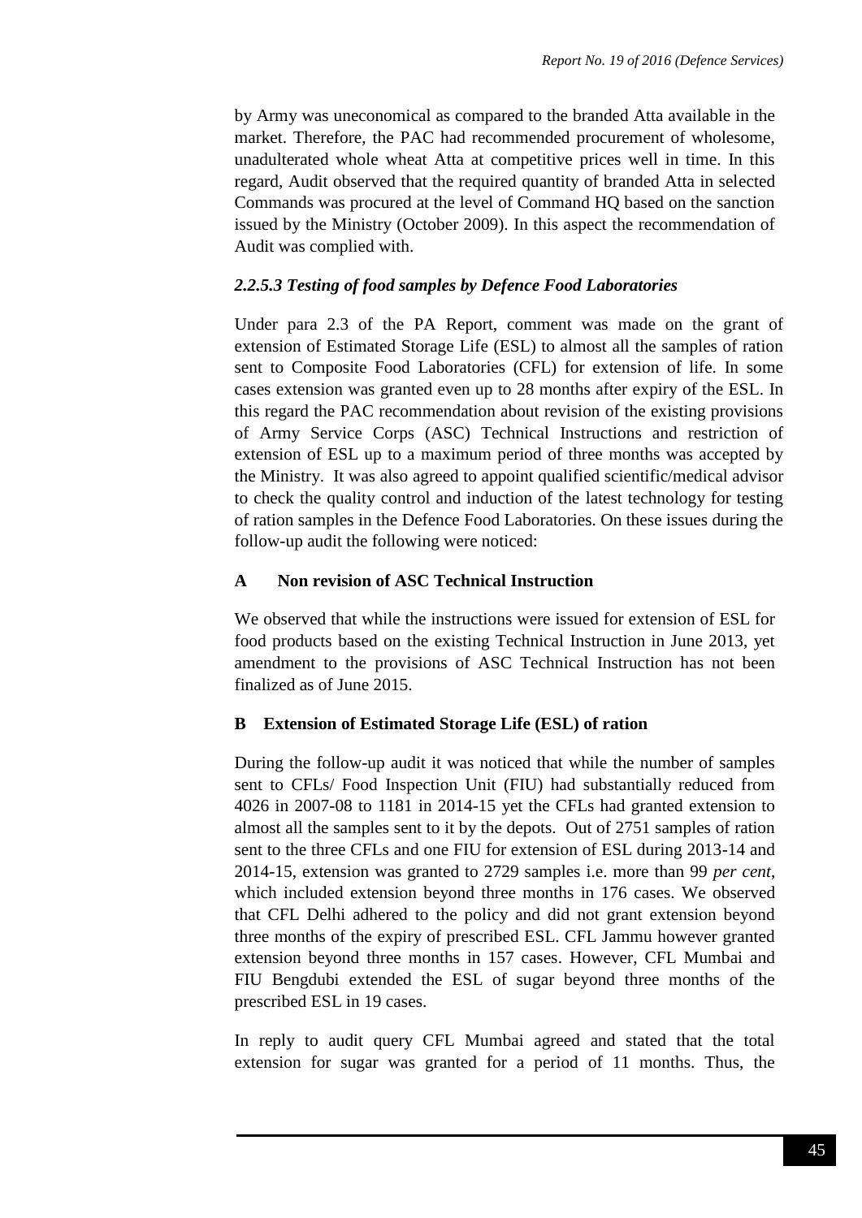by Army was uneconomical as compared to the branded Atta available in the market. Therefore, the PAC had recommended procurement of wholesome, unadulterated whole wheat Atta at competitive prices well in time. In this regard, Audit observed that the required quantity of branded Atta in selected Commands was procured at the level of Command HQ based on the sanction issued by the Ministry (October 2009). In this aspect the recommendation of Audit was complied with.

#### *2.2.5.3 Testing of food samples by Defence Food Laboratories*

Under para 2.3 of the PA Report, comment was made on the grant of extension of Estimated Storage Life (ESL) to almost all the samples of ration sent to Composite Food Laboratories (CFL) for extension of life. In some cases extension was granted even up to 28 months after expiry of the ESL. In this regard the PAC recommendation about revision of the existing provisions of Army Service Corps (ASC) Technical Instructions and restriction of extension of ESL up to a maximum period of three months was accepted by the Ministry. It was also agreed to appoint qualified scientific/medical advisor to check the quality control and induction of the latest technology for testing of ration samples in the Defence Food Laboratories. On these issues during the follow-up audit the following were noticed:

**A Non revision of ASC Technical Instruction**

We observed that while the instructions were issued for extension of ESL for food products based on the existing Technical Instruction in June 2013, yet amendment to the provisions of ASC Technical Instruction has not been finalized as of June 2015.

**B Extension of Estimated Storage Life (ESL) of ration**

During the follow-up audit it was noticed that while the number of samples sent to CFLs/ Food Inspection Unit (FIU) had substantially reduced from 4026 in 2007-08 to 1181 in 2014-15 yet the CFLs had granted extension to almost all the samples sent to it by the depots. Out of 2751 samples of ration sent to the three CFLs and one FIU for extension of ESL during 2013-14 and 2014-15, extension was granted to 2729 samples i.e. more than 99 *per cent*, which included extension beyond three months in 176 cases. We observed that CFL Delhi adhered to the policy and did not grant extension beyond three months of the expiry of prescribed ESL. CFL Jammu however granted extension beyond three months in 157 cases. However, CFL Mumbai and FIU Bengdubi extended the ESL of sugar beyond three months of the prescribed ESL in 19 cases.

In reply to audit query CFL Mumbai agreed and stated that the total extension for sugar was granted for a period of 11 months. Thus, the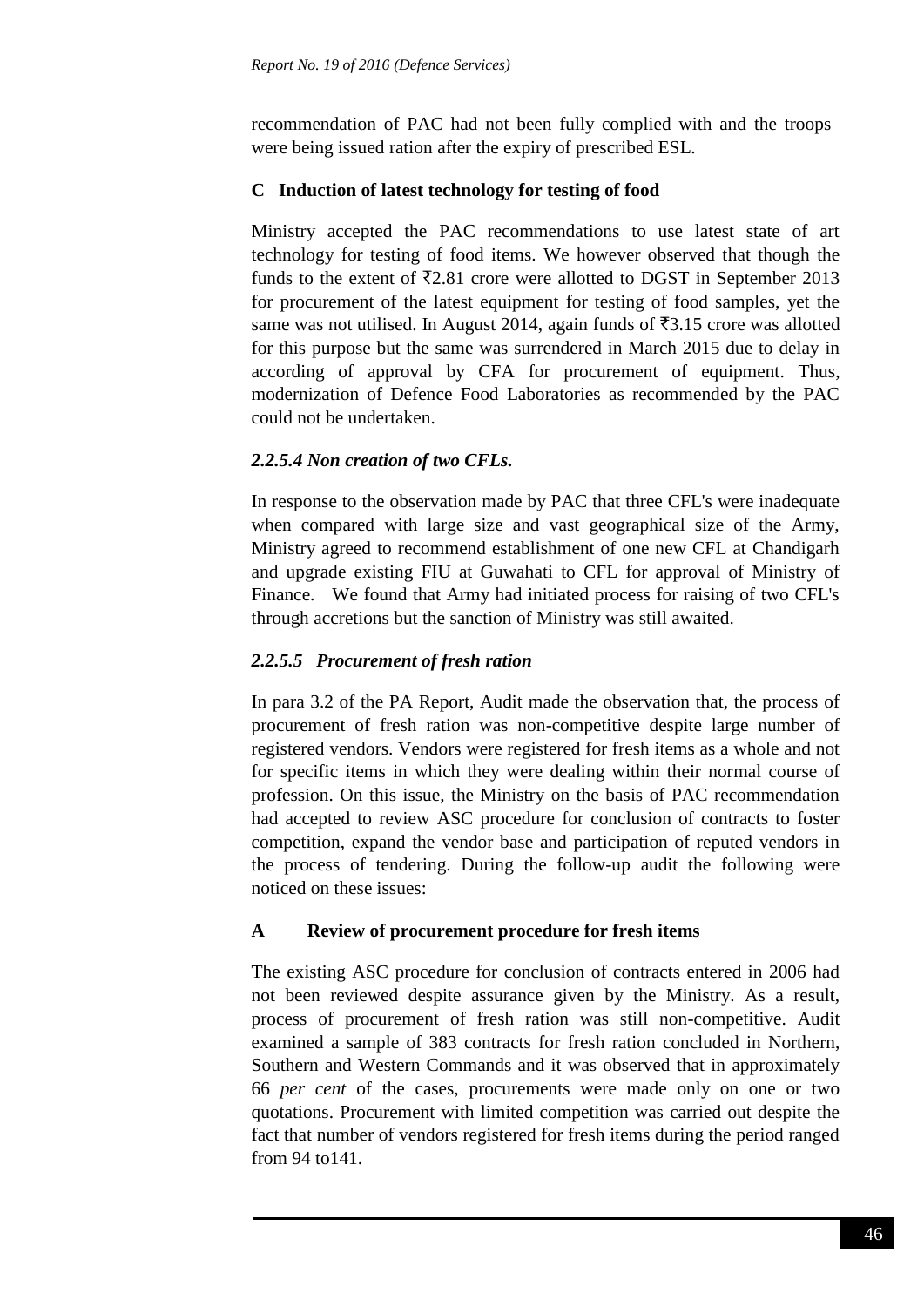recommendation of PAC had not been fully complied with and the troops were being issued ration after the expiry of prescribed ESL.

**C Induction of latest technology for testing of food**

Ministry accepted the PAC recommendations to use latest state of art technology for testing of food items. We however observed that though the funds to the extent of ₹2.81 crore were allotted to DGST in September 2013 for procurement of the latest equipment for testing of food samples, yet the same was not utilised. In August 2014, again funds of ₹3.15 crore was allotted for this purpose but the same was surrendered in March 2015 due to delay in according of approval by CFA for procurement of equipment. Thus, modernization of Defence Food Laboratories as recommended by the PAC could not be undertaken.

### *2.2.5.4 Non creation of two CFLs.*

In response to the observation made by PAC that three CFL's were inadequate when compared with large size and vast geographical size of the Army, Ministry agreed to recommend establishment of one new CFL at Chandigarh and upgrade existing FIU at Guwahati to CFL for approval of Ministry of Finance. We found that Army had initiated process for raising of two CFL's through accretions but the sanction of Ministry was still awaited.

### *2.2.5.5 Procurement of fresh ration*

In para 3.2 of the PA Report, Audit made the observation that, the process of procurement of fresh ration was non-competitive despite large number of registered vendors. Vendors were registered for fresh items as a whole and not for specific items in which they were dealing within their normal course of profession. On this issue, the Ministry on the basis of PAC recommendation had accepted to review ASC procedure for conclusion of contracts to foster competition, expand the vendor base and participation of reputed vendors in the process of tendering. During the follow-up audit the following were noticed on these issues:

**A Review of procurement procedure for fresh items**

The existing ASC procedure for conclusion of contracts entered in 2006 had not been reviewed despite assurance given by the Ministry. As a result, process of procurement of fresh ration was still non-competitive. Audit examined a sample of 383 contracts for fresh ration concluded in Northern, Southern and Western Commands and it was observed that in approximately 66 *per cent* of the cases, procurements were made only on one or two quotations. Procurement with limited competition was carried out despite the fact that number of vendors registered for fresh items during the period ranged from 94 to141.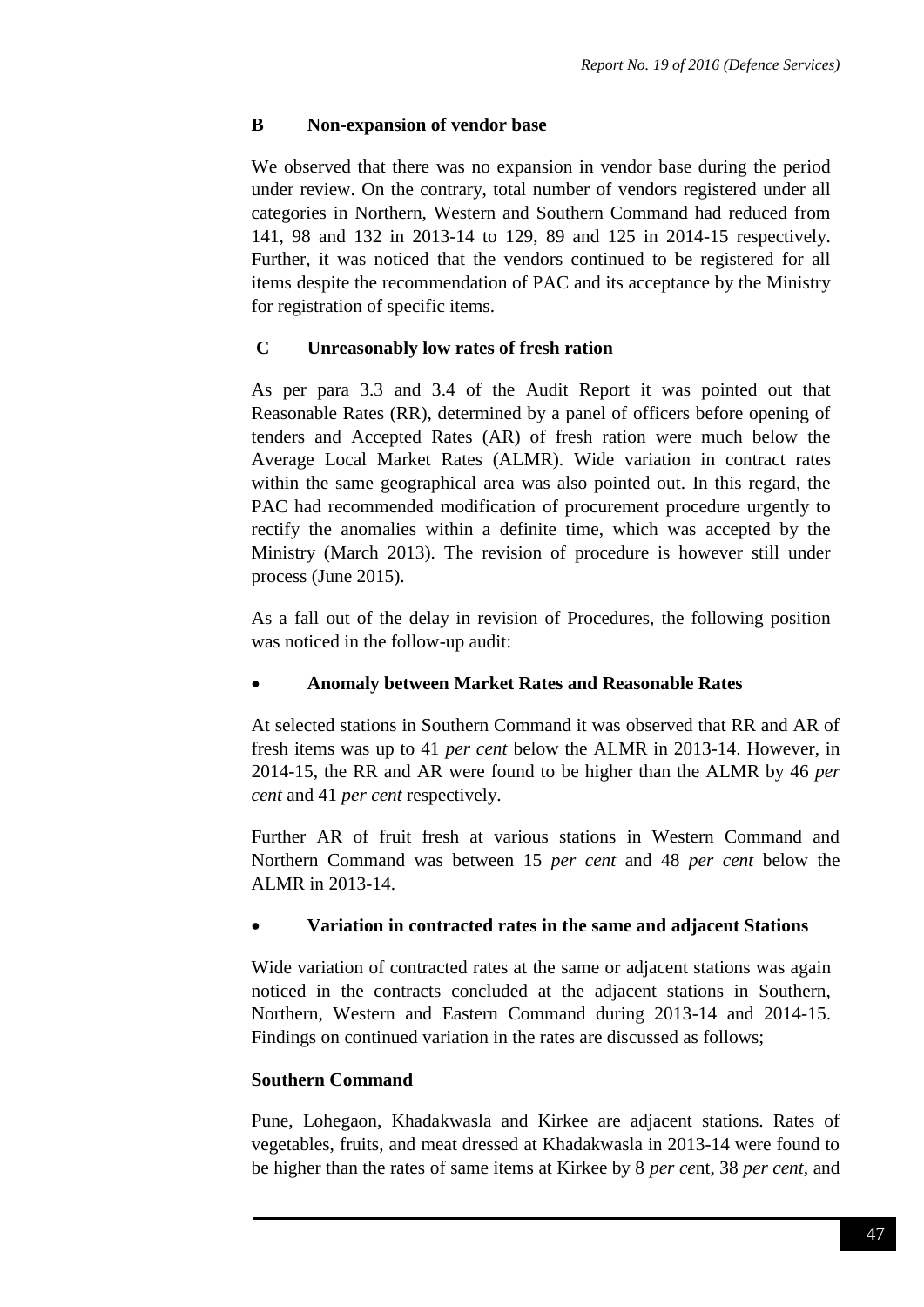### B Non-expansion of vendor base

We observed that there was no expansion in vendor base during the period under review. On the contrary, total number of vendors registered under all categories in Northern, Western and Southern Command had reduced from 141, 98 and 132 in 2013-14 to 129, 89 and 125 in 2014-15 respectively. Further, it was noticed that the vendors continued to be registered for all items despite the recommendation of PAC and its acceptance by the Ministry for registration of specific items.

### C Unreasonably low rates of fresh ration

As per para 3.3 and 3.4 of the Audit Report it was pointed out that Reasonable Rates (RR), determined by a panel of officers before opening of tenders and Accepted Rates (AR) of fresh ration were much below the Average Local Market Rates (ALMR). Wide variation in contract rates within the same geographical area was also pointed out. In this regard, the PAC had recommended modification of procurement procedure urgently to rectify the anomalies within a definite time, which was accepted by the Ministry (March 2013). The revision of procedure is however still under process (June 2015).

As a fall out of the delay in revision of Procedures, the following position was noticed in the follow-up audit:

- **Anomaly between Market Rates and Reasonable Rates**

At selected stations in Southern Command it was observed that RR and AR of fresh items was up to 41 *per cent* below the ALMR in 2013-14. However, in 2014-15, the RR and AR were found to be higher than the ALMR by 46 *per cent* and 41 *per cent* respectively.

Further AR of fruit fresh at various stations in Western Command and Northern Command was between 15 *per cent* and 48 *per cent* below the ALMR in 2013-14.

- **Variation in contracted rates in the same and adjacent Stations**

Wide variation of contracted rates at the same or adjacent stations was again noticed in the contracts concluded at the adjacent stations in Southern, Northern, Western and Eastern Command during 2013-14 and 2014-15. Findings on continued variation in the rates are discussed as follows;

**Southern Command**

Pune, Lohegaon, Khadakwasla and Kirkee are adjacent stations. Rates of vegetables, fruits, and meat dressed at Khadakwasla in 2013-14 were found to be higher than the rates of same items at Kirkee by 8 *per ce*nt, 38 *per cent*, and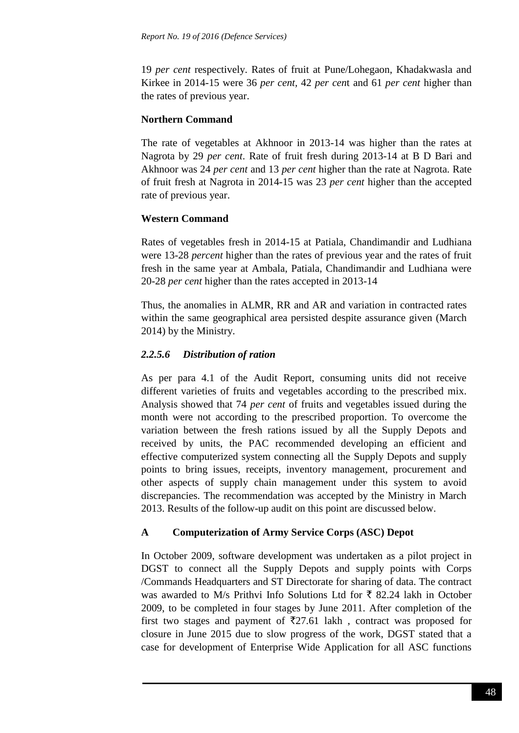19 *per cent* respectively. Rates of fruit at Pune/Lohegaon, Khadakwasla and Kirkee in 2014-15 were 36 *per cent*, 42 *per cen*t and 61 *per cent* higher than the rates of previous year.

**Northern Command**

The rate of vegetables at Akhnoor in 2013-14 was higher than the rates at Nagrota by 29 *per cent*. Rate of fruit fresh during 2013-14 at B D Bari and Akhnoor was 24 *per cent* and 13 *per cent* higher than the rate at Nagrota. Rate of fruit fresh at Nagrota in 2014-15 was 23 *per cent* higher than the accepted rate of previous year.

**Western Command**

Rates of vegetables fresh in 2014-15 at Patiala, Chandimandir and Ludhiana were 13-28 *percent* higher than the rates of previous year and the rates of fruit fresh in the same year at Ambala, Patiala, Chandimandir and Ludhiana were 20-28 *per cent* higher than the rates accepted in 2013-14

Thus, the anomalies in ALMR, RR and AR and variation in contracted rates within the same geographical area persisted despite assurance given (March 2014) by the Ministry.

### *2.2.5.6 Distribution of ration*

As per para 4.1 of the Audit Report, consuming units did not receive different varieties of fruits and vegetables according to the prescribed mix. Analysis showed that 74 *per cent* of fruits and vegetables issued during the month were not according to the prescribed proportion. To overcome the variation between the fresh rations issued by all the Supply Depots and received by units, the PAC recommended developing an efficient and effective computerized system connecting all the Supply Depots and supply points to bring issues, receipts, inventory management, procurement and other aspects of supply chain management under this system to avoid discrepancies. The recommendation was accepted by the Ministry in March 2013. Results of the follow-up audit on this point are discussed below.

**A Computerization of Army Service Corps (ASC) Depot**

In October 2009, software development was undertaken as a pilot project in DGST to connect all the Supply Depots and supply points with Corps /Commands Headquarters and ST Directorate for sharing of data. The contract was awarded to M/s Prithvi Info Solutions Ltd for ₹ 82.24 lakh in October 2009, to be completed in four stages by June 2011. After completion of the first two stages and payment of ₹27.61 lakh , contract was proposed for closure in June 2015 due to slow progress of the work, DGST stated that a case for development of Enterprise Wide Application for all ASC functions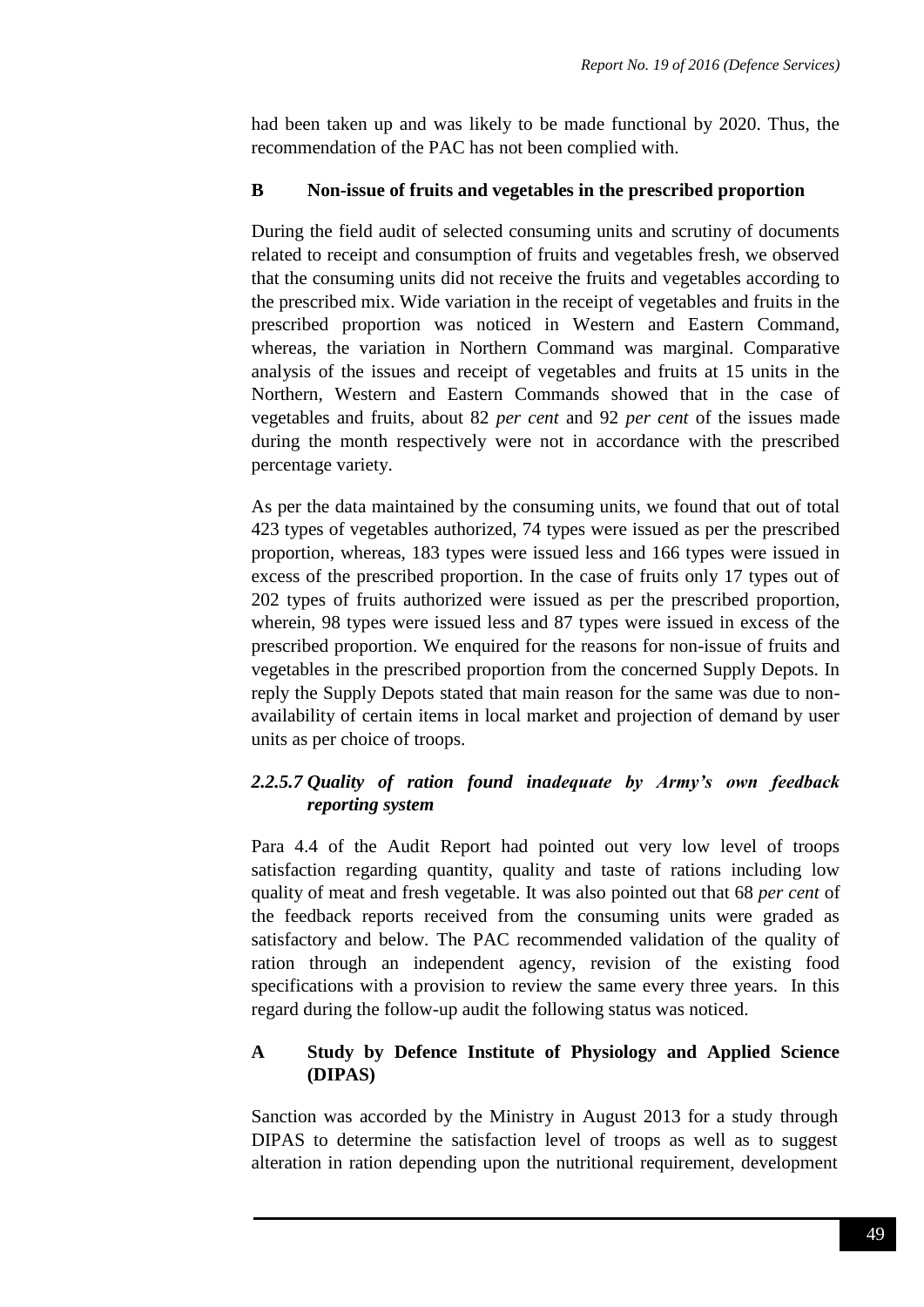had been taken up and was likely to be made functional by 2020. Thus, the recommendation of the PAC has not been complied with.

#### B Non-issue of fruits and vegetables in the prescribed proportion

During the field audit of selected consuming units and scrutiny of documents related to receipt and consumption of fruits and vegetables fresh, we observed that the consuming units did not receive the fruits and vegetables according to the prescribed mix. Wide variation in the receipt of vegetables and fruits in the prescribed proportion was noticed in Western and Eastern Command, whereas, the variation in Northern Command was marginal. Comparative analysis of the issues and receipt of vegetables and fruits at 15 units in the Northern, Western and Eastern Commands showed that in the case of vegetables and fruits, about 82 *per cent* and 92 *per cent* of the issues made during the month respectively were not in accordance with the prescribed percentage variety.

As per the data maintained by the consuming units, we found that out of total 423 types of vegetables authorized, 74 types were issued as per the prescribed proportion, whereas, 183 types were issued less and 166 types were issued in excess of the prescribed proportion. In the case of fruits only 17 types out of 202 types of fruits authorized were issued as per the prescribed proportion, wherein, 98 types were issued less and 87 types were issued in excess of the prescribed proportion. We enquired for the reasons for non-issue of fruits and vegetables in the prescribed proportion from the concerned Supply Depots. In reply the Supply Depots stated that main reason for the same was due to non-availability of certain items in local market and projection of demand by user units as per choice of troops.

### *2.2.5.7 Quality of ration found inadequate by Army's own feedback reporting system*

Para 4.4 of the Audit Report had pointed out very low level of troops satisfaction regarding quantity, quality and taste of rations including low quality of meat and fresh vegetable. It was also pointed out that 68 *per cent* of the feedback reports received from the consuming units were graded as satisfactory and below. The PAC recommended validation of the quality of ration through an independent agency, revision of the existing food specifications with a provision to review the same every three years. In this regard during the follow-up audit the following status was noticed.

#### A Study by Defence Institute of Physiology and Applied Science (DIPAS)

Sanction was accorded by the Ministry in August 2013 for a study through DIPAS to determine the satisfaction level of troops as well as to suggest alteration in ration depending upon the nutritional requirement, development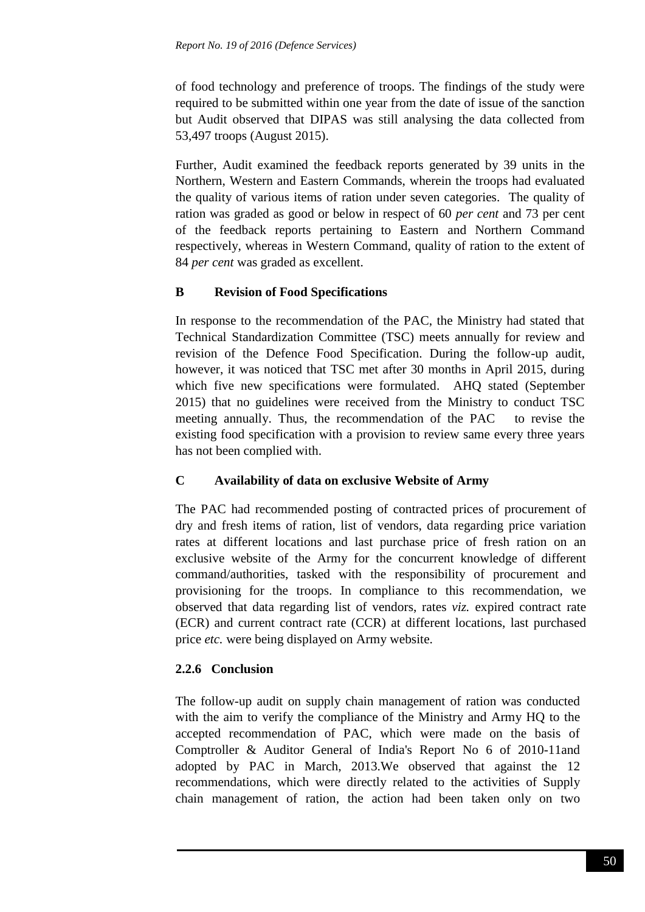of food technology and preference of troops. The findings of the study were required to be submitted within one year from the date of issue of the sanction but Audit observed that DIPAS was still analysing the data collected from 53,497 troops (August 2015).

Further, Audit examined the feedback reports generated by 39 units in the Northern, Western and Eastern Commands, wherein the troops had evaluated the quality of various items of ration under seven categories. The quality of ration was graded as good or below in respect of 60 *per cent* and 73 per cent of the feedback reports pertaining to Eastern and Northern Command respectively, whereas in Western Command, quality of ration to the extent of 84 *per cent* was graded as excellent.

**B Revision of Food Specifications**

In response to the recommendation of the PAC, the Ministry had stated that Technical Standardization Committee (TSC) meets annually for review and revision of the Defence Food Specification. During the follow-up audit, however, it was noticed that TSC met after 30 months in April 2015, during which five new specifications were formulated. AHQ stated (September 2015) that no guidelines were received from the Ministry to conduct TSC meeting annually. Thus, the recommendation of the PAC to revise the existing food specification with a provision to review same every three years has not been complied with.

**C Availability of data on exclusive Website of Army**

The PAC had recommended posting of contracted prices of procurement of dry and fresh items of ration, list of vendors, data regarding price variation rates at different locations and last purchase price of fresh ration on an exclusive website of the Army for the concurrent knowledge of different command/authorities, tasked with the responsibility of procurement and provisioning for the troops. In compliance to this recommendation, we observed that data regarding list of vendors, rates *viz.* expired contract rate (ECR) and current contract rate (CCR) at different locations, last purchased price *etc.* were being displayed on Army website.

### 2.2.6 Conclusion

The follow-up audit on supply chain management of ration was conducted with the aim to verify the compliance of the Ministry and Army HQ to the accepted recommendation of PAC, which were made on the basis of Comptroller & Auditor General of India's Report No 6 of 2010-11and adopted by PAC in March, 2013.We observed that against the 12 recommendations, which were directly related to the activities of Supply chain management of ration, the action had been taken only on two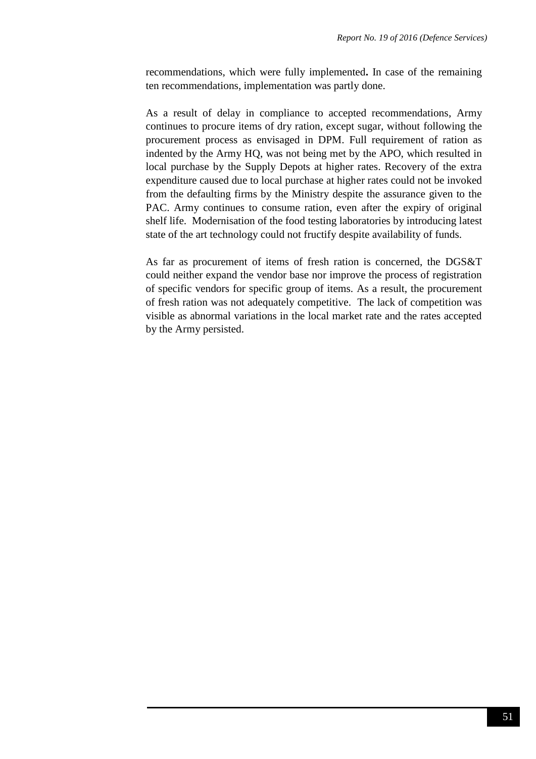recommendations, which were fully implemented**.** In case of the remaining ten recommendations, implementation was partly done.

As a result of delay in compliance to accepted recommendations, Army continues to procure items of dry ration, except sugar, without following the procurement process as envisaged in DPM. Full requirement of ration as indented by the Army HQ, was not being met by the APO, which resulted in local purchase by the Supply Depots at higher rates. Recovery of the extra expenditure caused due to local purchase at higher rates could not be invoked from the defaulting firms by the Ministry despite the assurance given to the PAC. Army continues to consume ration, even after the expiry of original shelf life. Modernisation of the food testing laboratories by introducing latest state of the art technology could not fructify despite availability of funds.

As far as procurement of items of fresh ration is concerned, the DGS&T could neither expand the vendor base nor improve the process of registration of specific vendors for specific group of items. As a result, the procurement of fresh ration was not adequately competitive. The lack of competition was visible as abnormal variations in the local market rate and the rates accepted by the Army persisted.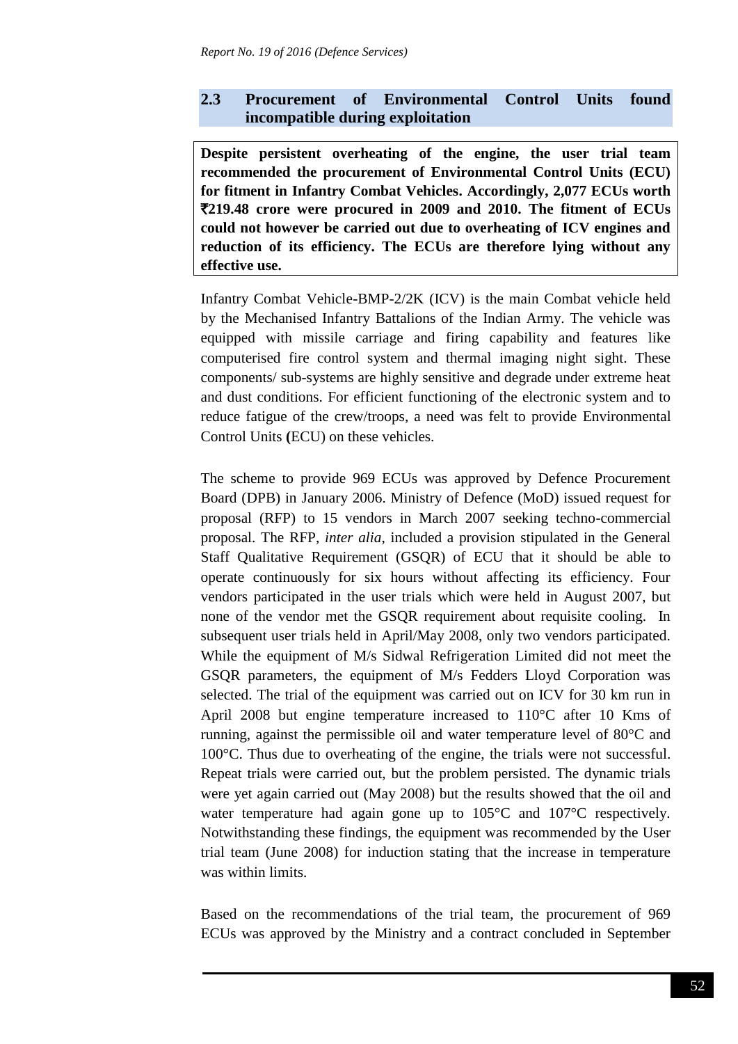## 2.3 Procurement of Environmental Control Units found incompatible during exploitation

**Despite persistent overheating of the engine, the user trial team recommended the procurement of Environmental Control Units (ECU) for fitment in Infantry Combat Vehicles. Accordingly, 2,077 ECUs worth ₹219.48 crore were procured in 2009 and 2010. The fitment of ECUs could not however be carried out due to overheating of ICV engines and reduction of its efficiency. The ECUs are therefore lying without any effective use.**

Infantry Combat Vehicle-BMP-2/2K (ICV) is the main Combat vehicle held by the Mechanised Infantry Battalions of the Indian Army. The vehicle was equipped with missile carriage and firing capability and features like computerised fire control system and thermal imaging night sight. These components/ sub-systems are highly sensitive and degrade under extreme heat and dust conditions. For efficient functioning of the electronic system and to reduce fatigue of the crew/troops, a need was felt to provide Environmental Control Units (ECU) on these vehicles.

The scheme to provide 969 ECUs was approved by Defence Procurement Board (DPB) in January 2006. Ministry of Defence (MoD) issued request for proposal (RFP) to 15 vendors in March 2007 seeking techno-commercial proposal. The RFP, *inter alia*, included a provision stipulated in the General Staff Qualitative Requirement (GSQR) of ECU that it should be able to operate continuously for six hours without affecting its efficiency. Four vendors participated in the user trials which were held in August 2007, but none of the vendor met the GSQR requirement about requisite cooling. In subsequent user trials held in April/May 2008, only two vendors participated. While the equipment of M/s Sidwal Refrigeration Limited did not meet the GSQR parameters, the equipment of M/s Fedders Lloyd Corporation was selected. The trial of the equipment was carried out on ICV for 30 km run in April 2008 but engine temperature increased to 110°C after 10 Kms of running, against the permissible oil and water temperature level of 80°C and 100°C. Thus due to overheating of the engine, the trials were not successful. Repeat trials were carried out, but the problem persisted. The dynamic trials were yet again carried out (May 2008) but the results showed that the oil and water temperature had again gone up to 105°C and 107°C respectively. Notwithstanding these findings, the equipment was recommended by the User trial team (June 2008) for induction stating that the increase in temperature was within limits.

Based on the recommendations of the trial team, the procurement of 969 ECUs was approved by the Ministry and a contract concluded in September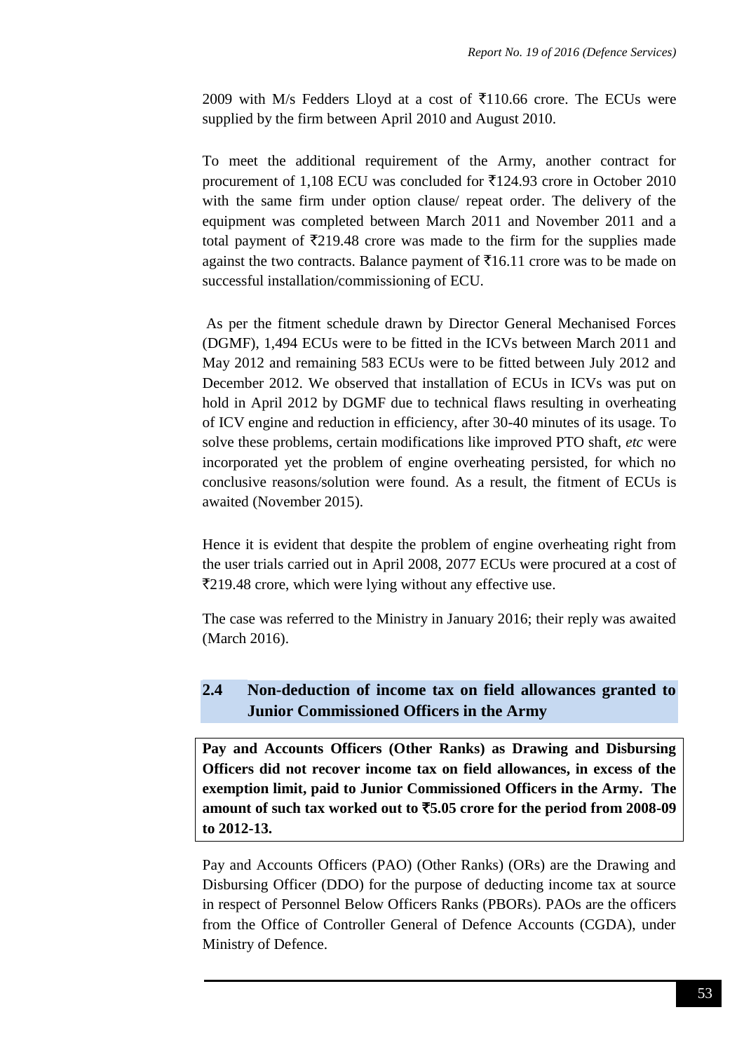2009 with M/s Fedders Lloyd at a cost of ₹110.66 crore. The ECUs were supplied by the firm between April 2010 and August 2010.

To meet the additional requirement of the Army, another contract for procurement of 1,108 ECU was concluded for ₹124.93 crore in October 2010 with the same firm under option clause/ repeat order. The delivery of the equipment was completed between March 2011 and November 2011 and a total payment of ₹219.48 crore was made to the firm for the supplies made against the two contracts. Balance payment of ₹16.11 crore was to be made on successful installation/commissioning of ECU.

As per the fitment schedule drawn by Director General Mechanised Forces (DGMF), 1,494 ECUs were to be fitted in the ICVs between March 2011 and May 2012 and remaining 583 ECUs were to be fitted between July 2012 and December 2012. We observed that installation of ECUs in ICVs was put on hold in April 2012 by DGMF due to technical flaws resulting in overheating of ICV engine and reduction in efficiency, after 30-40 minutes of its usage. To solve these problems, certain modifications like improved PTO shaft, *etc* were incorporated yet the problem of engine overheating persisted, for which no conclusive reasons/solution were found. As a result, the fitment of ECUs is awaited (November 2015).

Hence it is evident that despite the problem of engine overheating right from the user trials carried out in April 2008, 2077 ECUs were procured at a cost of ₹219.48 crore, which were lying without any effective use.

The case was referred to the Ministry in January 2016; their reply was awaited (March 2016).

## 2.4 Non-deduction of income tax on field allowances granted to Junior Commissioned Officers in the Army

**Pay and Accounts Officers (Other Ranks) as Drawing and Disbursing Officers did not recover income tax on field allowances, in excess of the exemption limit, paid to Junior Commissioned Officers in the Army. The amount of such tax worked out to ₹5.05 crore for the period from 2008-09 to 2012-13.**

Pay and Accounts Officers (PAO) (Other Ranks) (ORs) are the Drawing and Disbursing Officer (DDO) for the purpose of deducting income tax at source in respect of Personnel Below Officers Ranks (PBORs). PAOs are the officers from the Office of Controller General of Defence Accounts (CGDA), under Ministry of Defence.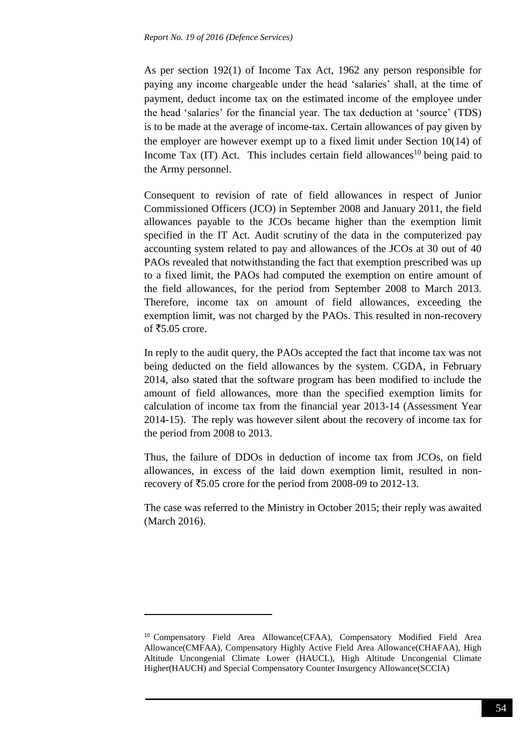As per section 192(1) of Income Tax Act, 1962 any person responsible for paying any income chargeable under the head 'salaries' shall, at the time of payment, deduct income tax on the estimated income of the employee under the head 'salaries' for the financial year. The tax deduction at 'source' (TDS) is to be made at the average of income-tax. Certain allowances of pay given by the employer are however exempt up to a fixed limit under Section 10(14) of Income Tax (IT) Act. This includes certain field allowances[10] being paid to the Army personnel.

Consequent to revision of rate of field allowances in respect of Junior Commissioned Officers (JCO) in September 2008 and January 2011, the field allowances payable to the JCOs became higher than the exemption limit specified in the IT Act. Audit scrutiny of the data in the computerized pay accounting system related to pay and allowances of the JCOs at 30 out of 40 PAOs revealed that notwithstanding the fact that exemption prescribed was up to a fixed limit, the PAOs had computed the exemption on entire amount of the field allowances, for the period from September 2008 to March 2013. Therefore, income tax on amount of field allowances, exceeding the exemption limit, was not charged by the PAOs. This resulted in non-recovery of ₹5.05 crore.

In reply to the audit query, the PAOs accepted the fact that income tax was not being deducted on the field allowances by the system. CGDA, in February 2014, also stated that the software program has been modified to include the amount of field allowances, more than the specified exemption limits for calculation of income tax from the financial year 2013-14 (Assessment Year 2014-15). The reply was however silent about the recovery of income tax for the period from 2008 to 2013.

Thus, the failure of DDOs in deduction of income tax from JCOs, on field allowances, in excess of the laid down exemption limit, resulted in non-recovery of ₹5.05 crore for the period from 2008-09 to 2012-13.

The case was referred to the Ministry in October 2015; their reply was awaited (March 2016).

---

[10] Compensatory Field Area Allowance(CFAA), Compensatory Modified Field Area Allowance(CMFAA), Compensatory Highly Active Field Area Allowance(CHAFAA), High Altitude Uncongenial Climate Lower (HAUCL), High Altitude Uncongenial Climate Higher(HAUCH) and Special Compensatory Counter Insurgency Allowance(SCCIA)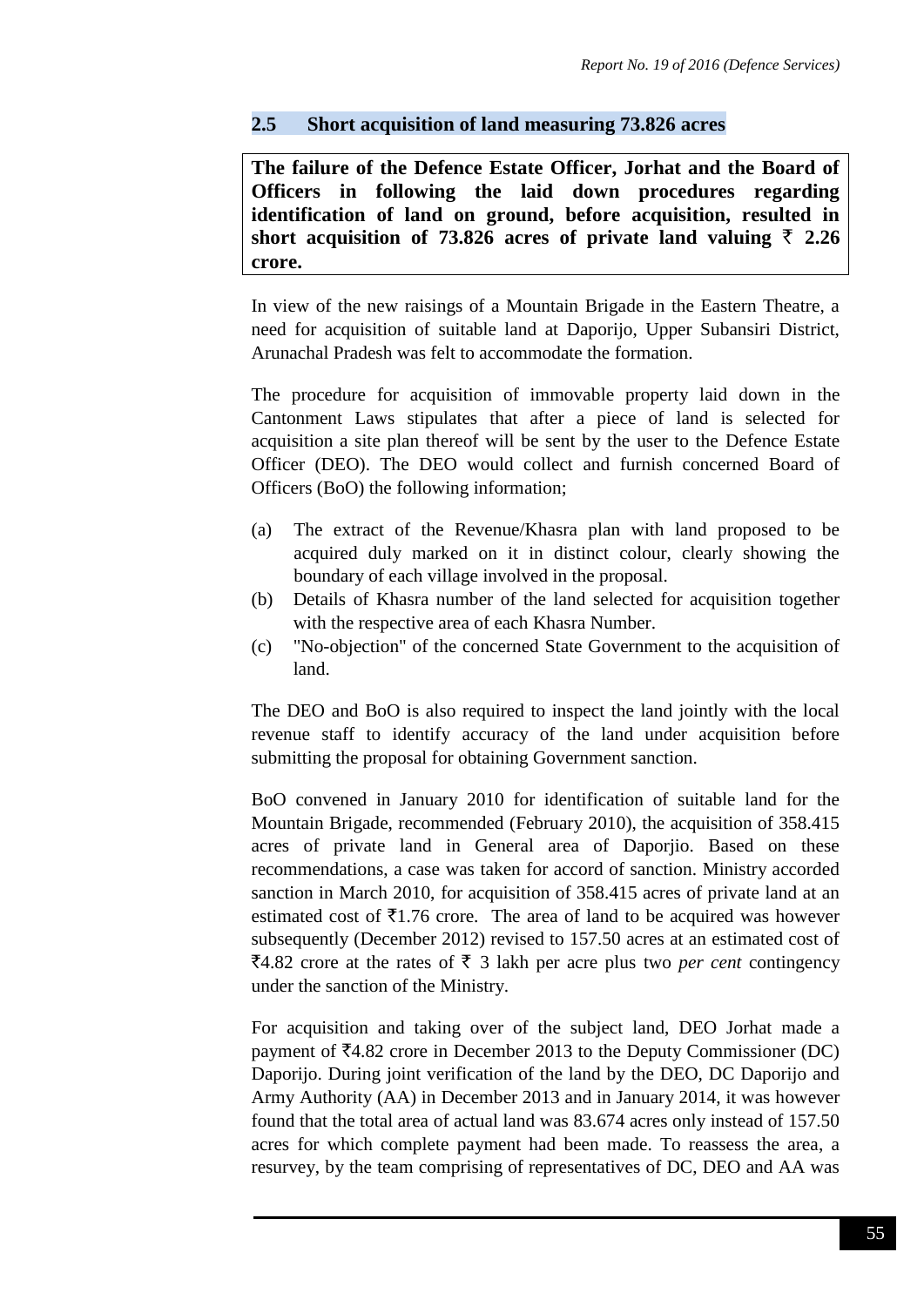## 2.5 Short acquisition of land measuring 73.826 acres

**The failure of the Defence Estate Officer, Jorhat and the Board of Officers in following the laid down procedures regarding identification of land on ground, before acquisition, resulted in short acquisition of 73.826 acres of private land valuing ₹ 2.26 crore.**

In view of the new raisings of a Mountain Brigade in the Eastern Theatre, a need for acquisition of suitable land at Daporijo, Upper Subansiri District, Arunachal Pradesh was felt to accommodate the formation.

The procedure for acquisition of immovable property laid down in the Cantonment Laws stipulates that after a piece of land is selected for acquisition a site plan thereof will be sent by the user to the Defence Estate Officer (DEO). The DEO would collect and furnish concerned Board of Officers (BoO) the following information;

(a) The extract of the Revenue/Khasra plan with land proposed to be acquired duly marked on it in distinct colour, clearly showing the boundary of each village involved in the proposal.

(b) Details of Khasra number of the land selected for acquisition together with the respective area of each Khasra Number.

(c) "No-objection" of the concerned State Government to the acquisition of land.

The DEO and BoO is also required to inspect the land jointly with the local revenue staff to identify accuracy of the land under acquisition before submitting the proposal for obtaining Government sanction.

BoO convened in January 2010 for identification of suitable land for the Mountain Brigade, recommended (February 2010), the acquisition of 358.415 acres of private land in General area of Daporjio. Based on these recommendations, a case was taken for accord of sanction. Ministry accorded sanction in March 2010, for acquisition of 358.415 acres of private land at an estimated cost of ₹1.76 crore. The area of land to be acquired was however subsequently (December 2012) revised to 157.50 acres at an estimated cost of ₹4.82 crore at the rates of ₹ 3 lakh per acre plus two *per cent* contingency under the sanction of the Ministry.

For acquisition and taking over of the subject land, DEO Jorhat made a payment of ₹4.82 crore in December 2013 to the Deputy Commissioner (DC) Daporijo. During joint verification of the land by the DEO, DC Daporijo and Army Authority (AA) in December 2013 and in January 2014, it was however found that the total area of actual land was 83.674 acres only instead of 157.50 acres for which complete payment had been made. To reassess the area, a resurvey, by the team comprising of representatives of DC, DEO and AA was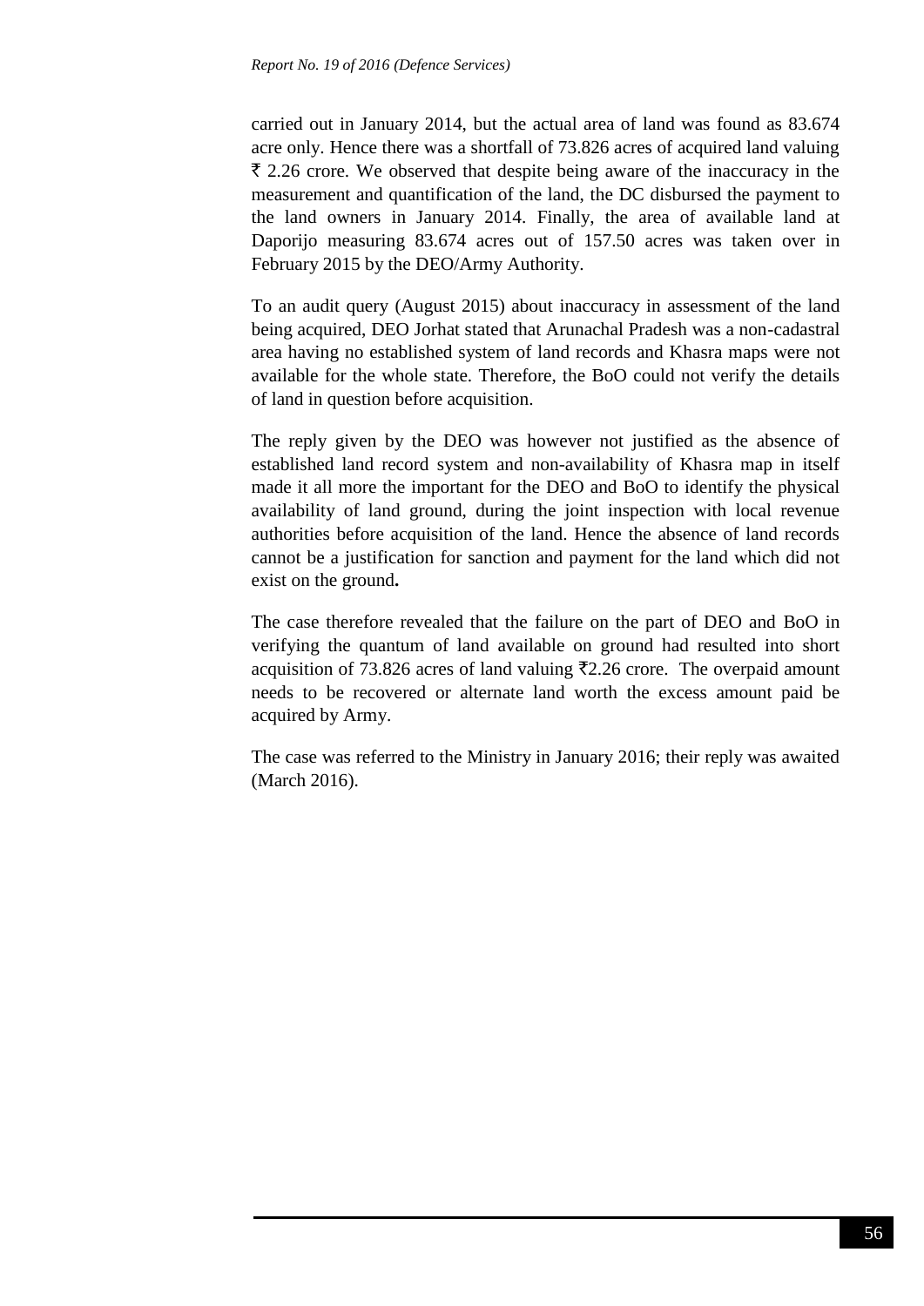carried out in January 2014, but the actual area of land was found as 83.674 acre only. Hence there was a shortfall of 73.826 acres of acquired land valuing ₹ 2.26 crore. We observed that despite being aware of the inaccuracy in the measurement and quantification of the land, the DC disbursed the payment to the land owners in January 2014. Finally, the area of available land at Daporijo measuring 83.674 acres out of 157.50 acres was taken over in February 2015 by the DEO/Army Authority.

To an audit query (August 2015) about inaccuracy in assessment of the land being acquired, DEO Jorhat stated that Arunachal Pradesh was a non-cadastral area having no established system of land records and Khasra maps were not available for the whole state. Therefore, the BoO could not verify the details of land in question before acquisition.

The reply given by the DEO was however not justified as the absence of established land record system and non-availability of Khasra map in itself made it all more the important for the DEO and BoO to identify the physical availability of land ground, during the joint inspection with local revenue authorities before acquisition of the land. Hence the absence of land records cannot be a justification for sanction and payment for the land which did not exist on the ground**.**

The case therefore revealed that the failure on the part of DEO and BoO in verifying the quantum of land available on ground had resulted into short acquisition of 73.826 acres of land valuing ₹2.26 crore. The overpaid amount needs to be recovered or alternate land worth the excess amount paid be acquired by Army.

The case was referred to the Ministry in January 2016; their reply was awaited (March 2016).